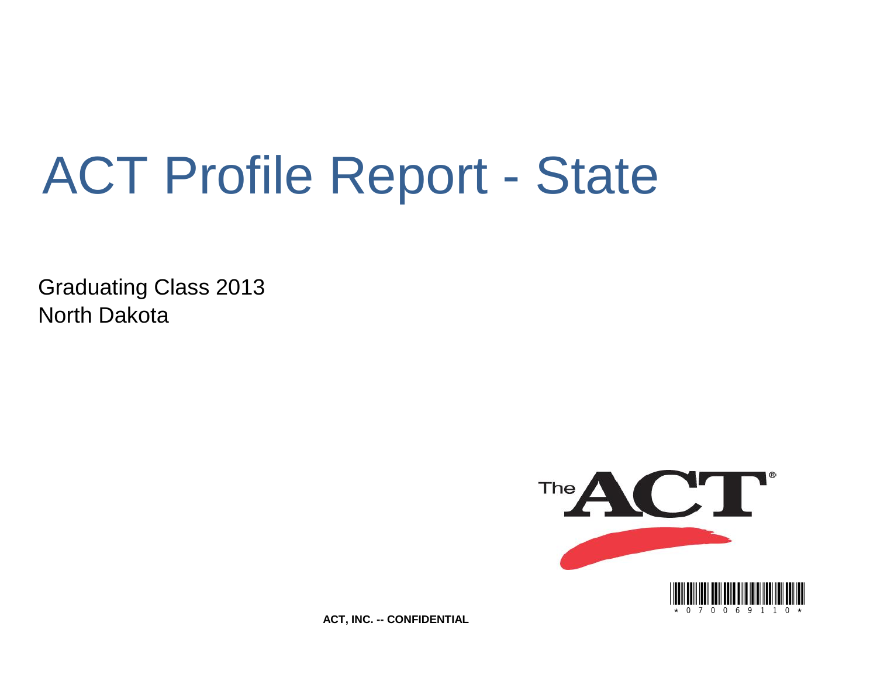# ACT Profile Report - State

Graduating Class 2013
North Dakota

ACT, INC. -- CONFIDENTIAL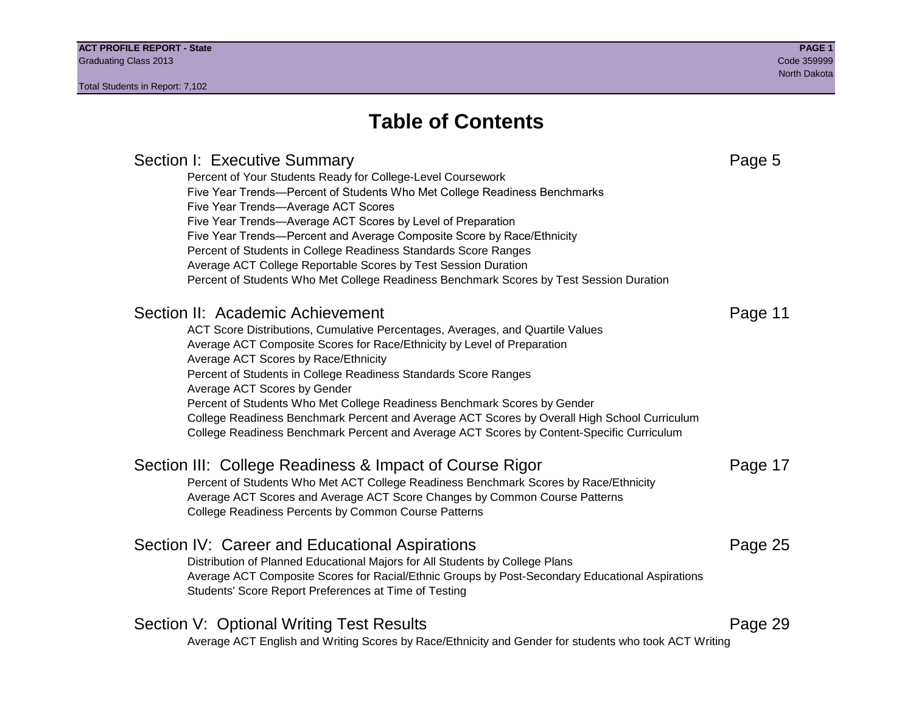# Table of Contents

## Section I: Executive Summary — Page 5

- Percent of Your Students Ready for College-Level Coursework
- Five Year Trends—Percent of Students Who Met College Readiness Benchmarks
- Five Year Trends—Average ACT Scores
- Five Year Trends—Average ACT Scores by Level of Preparation
- Five Year Trends—Percent and Average Composite Score by Race/Ethnicity
- Percent of Students in College Readiness Standards Score Ranges
- Average ACT College Reportable Scores by Test Session Duration
- Percent of Students Who Met College Readiness Benchmark Scores by Test Session Duration

## Section II: Academic Achievement — Page 11

- ACT Score Distributions, Cumulative Percentages, Averages, and Quartile Values
- Average ACT Composite Scores for Race/Ethnicity by Level of Preparation
- Average ACT Scores by Race/Ethnicity
- Percent of Students in College Readiness Standards Score Ranges
- Average ACT Scores by Gender
- Percent of Students Who Met College Readiness Benchmark Scores by Gender
- College Readiness Benchmark Percent and Average ACT Scores by Overall High School Curriculum
- College Readiness Benchmark Percent and Average ACT Scores by Content-Specific Curriculum

## Section III: College Readiness & Impact of Course Rigor — Page 17

- Percent of Students Who Met ACT College Readiness Benchmark Scores by Race/Ethnicity
- Average ACT Scores and Average ACT Score Changes by Common Course Patterns
- College Readiness Percents by Common Course Patterns

## Section IV: Career and Educational Aspirations — Page 25

- Distribution of Planned Educational Majors for All Students by College Plans
- Average ACT Composite Scores for Racial/Ethnic Groups by Post-Secondary Educational Aspirations
- Students' Score Report Preferences at Time of Testing

## Section V: Optional Writing Test Results — Page 29

- Average ACT English and Writing Scores by Race/Ethnicity and Gender for students who took ACT Writing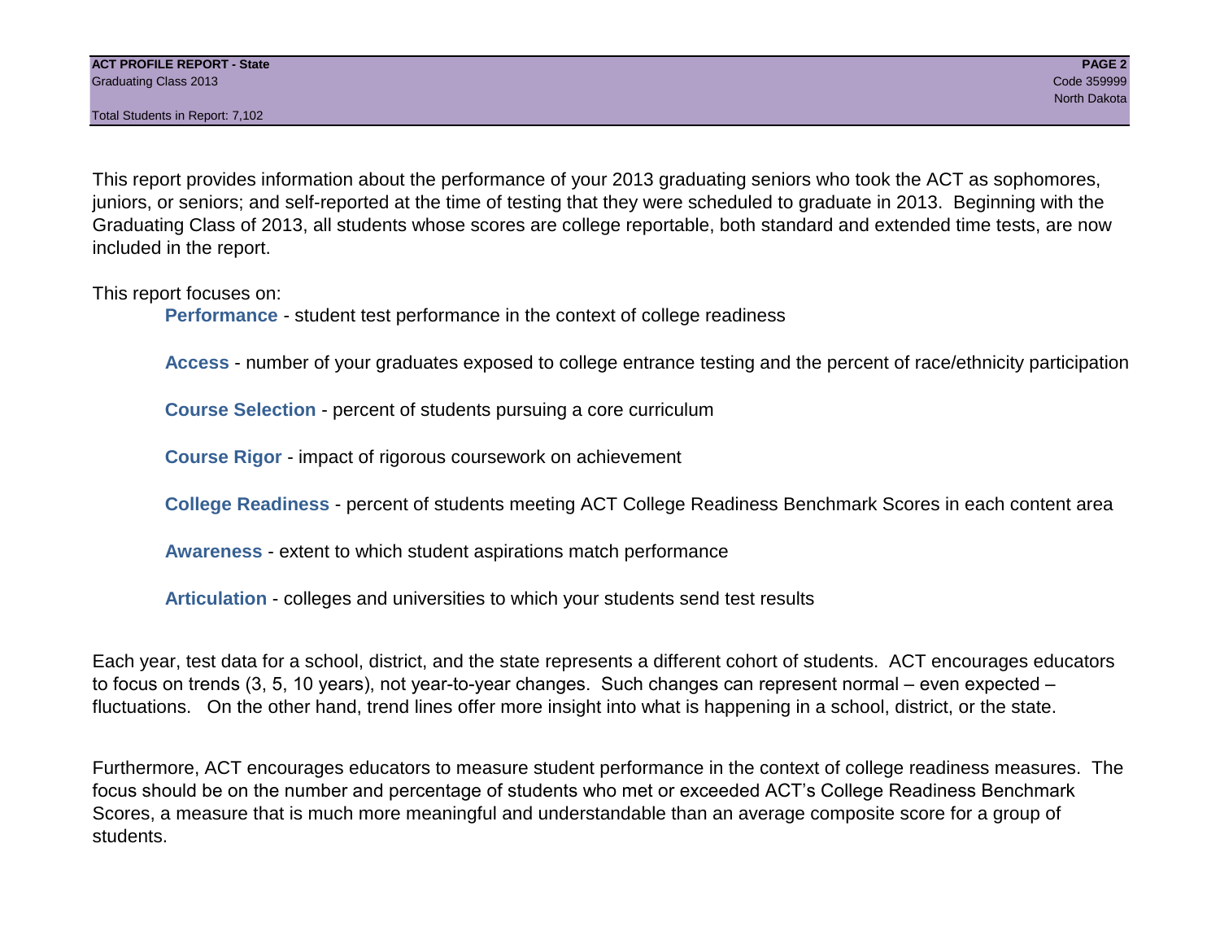This report provides information about the performance of your 2013 graduating seniors who took the ACT as sophomores, juniors, or seniors; and self-reported at the time of testing that they were scheduled to graduate in 2013. Beginning with the Graduating Class of 2013, all students whose scores are college reportable, both standard and extended time tests, are now included in the report.

This report focuses on:

- **Performance** - student test performance in the context of college readiness
- **Access** - number of your graduates exposed to college entrance testing and the percent of race/ethnicity participation
- **Course Selection** - percent of students pursuing a core curriculum
- **Course Rigor** - impact of rigorous coursework on achievement
- **College Readiness** - percent of students meeting ACT College Readiness Benchmark Scores in each content area
- **Awareness** - extent to which student aspirations match performance
- **Articulation** - colleges and universities to which your students send test results

Each year, test data for a school, district, and the state represents a different cohort of students. ACT encourages educators to focus on trends (3, 5, 10 years), not year-to-year changes. Such changes can represent normal – even expected – fluctuations. On the other hand, trend lines offer more insight into what is happening in a school, district, or the state.

Furthermore, ACT encourages educators to measure student performance in the context of college readiness measures. The focus should be on the number and percentage of students who met or exceeded ACT's College Readiness Benchmark Scores, a measure that is much more meaningful and understandable than an average composite score for a group of students.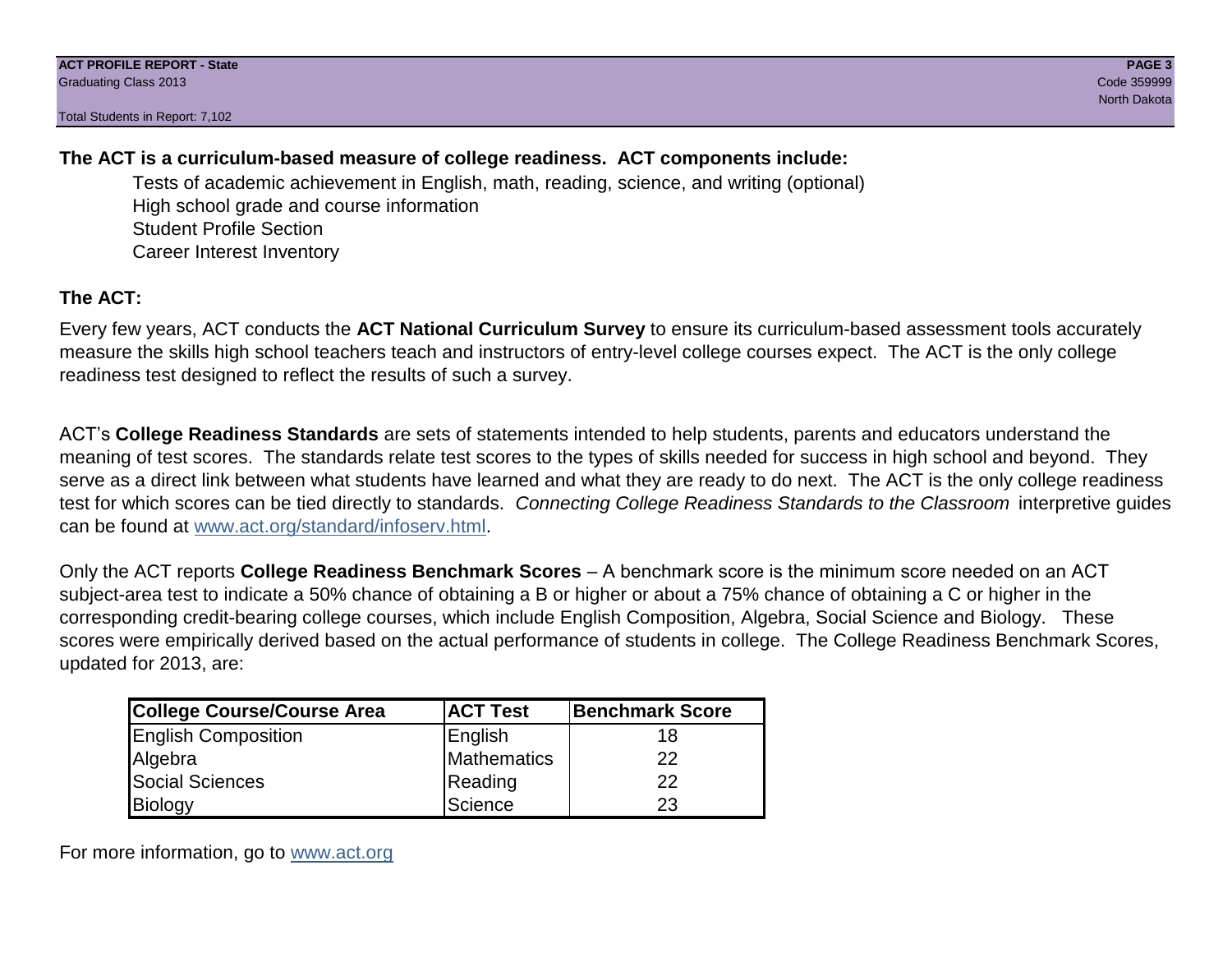**The ACT is a curriculum-based measure of college readiness. ACT components include:**

- Tests of academic achievement in English, math, reading, science, and writing (optional)
- High school grade and course information
- Student Profile Section
- Career Interest Inventory

**The ACT:**

Every few years, ACT conducts the **ACT National Curriculum Survey** to ensure its curriculum-based assessment tools accurately measure the skills high school teachers teach and instructors of entry-level college courses expect. The ACT is the only college readiness test designed to reflect the results of such a survey.

ACT's **College Readiness Standards** are sets of statements intended to help students, parents and educators understand the meaning of test scores. The standards relate test scores to the types of skills needed for success in high school and beyond. They serve as a direct link between what students have learned and what they are ready to do next. The ACT is the only college readiness test for which scores can be tied directly to standards. *Connecting College Readiness Standards to the Classroom* interpretive guides can be found at www.act.org/standard/infoserv.html.

Only the ACT reports **College Readiness Benchmark Scores** – A benchmark score is the minimum score needed on an ACT subject-area test to indicate a 50% chance of obtaining a B or higher or about a 75% chance of obtaining a C or higher in the corresponding credit-bearing college courses, which include English Composition, Algebra, Social Science and Biology. These scores were empirically derived based on the actual performance of students in college. The College Readiness Benchmark Scores, updated for 2013, are:

| College Course/Course Area | ACT Test | Benchmark Score |
|---|---|---|
| English Composition | English | 18 |
| Algebra | Mathematics | 22 |
| Social Sciences | Reading | 22 |
| Biology | Science | 23 |

For more information, go to www.act.org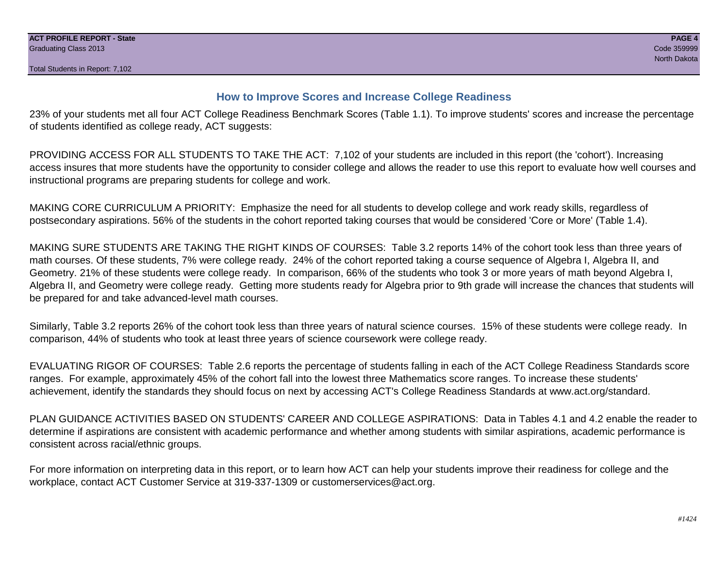## How to Improve Scores and Increase College Readiness

23% of your students met all four ACT College Readiness Benchmark Scores (Table 1.1). To improve students' scores and increase the percentage of students identified as college ready, ACT suggests:

PROVIDING ACCESS FOR ALL STUDENTS TO TAKE THE ACT: 7,102 of your students are included in this report (the 'cohort'). Increasing access insures that more students have the opportunity to consider college and allows the reader to use this report to evaluate how well courses and instructional programs are preparing students for college and work.

MAKING CORE CURRICULUM A PRIORITY: Emphasize the need for all students to develop college and work ready skills, regardless of postsecondary aspirations. 56% of the students in the cohort reported taking courses that would be considered 'Core or More' (Table 1.4).

MAKING SURE STUDENTS ARE TAKING THE RIGHT KINDS OF COURSES: Table 3.2 reports 14% of the cohort took less than three years of math courses. Of these students, 7% were college ready. 24% of the cohort reported taking a course sequence of Algebra I, Algebra II, and Geometry. 21% of these students were college ready. In comparison, 66% of the students who took 3 or more years of math beyond Algebra I, Algebra II, and Geometry were college ready. Getting more students ready for Algebra prior to 9th grade will increase the chances that students will be prepared for and take advanced-level math courses.

Similarly, Table 3.2 reports 26% of the cohort took less than three years of natural science courses. 15% of these students were college ready. In comparison, 44% of students who took at least three years of science coursework were college ready.

EVALUATING RIGOR OF COURSES: Table 2.6 reports the percentage of students falling in each of the ACT College Readiness Standards score ranges. For example, approximately 45% of the cohort fall into the lowest three Mathematics score ranges. To increase these students' achievement, identify the standards they should focus on next by accessing ACT's College Readiness Standards at www.act.org/standard.

PLAN GUIDANCE ACTIVITIES BASED ON STUDENTS' CAREER AND COLLEGE ASPIRATIONS: Data in Tables 4.1 and 4.2 enable the reader to determine if aspirations are consistent with academic performance and whether among students with similar aspirations, academic performance is consistent across racial/ethnic groups.

For more information on interpreting data in this report, or to learn how ACT can help your students improve their readiness for college and the workplace, contact ACT Customer Service at 319-337-1309 or customerservices@act.org.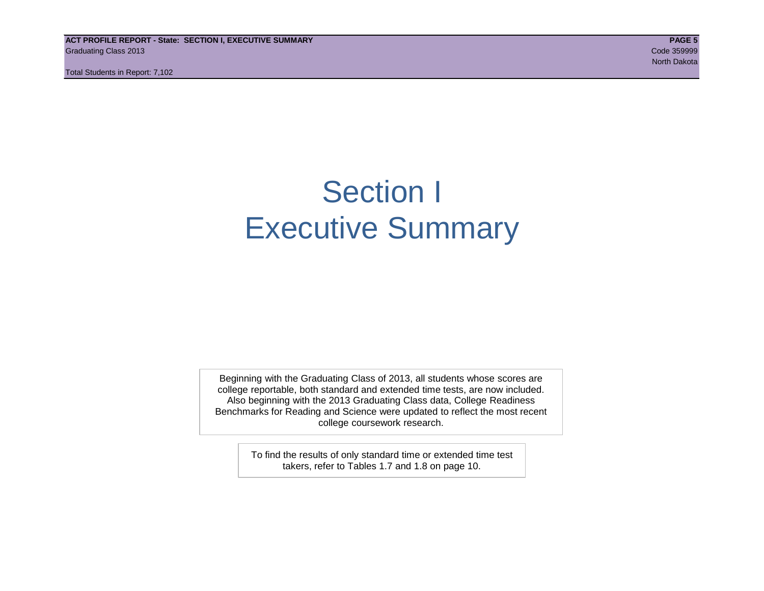# Section I
# Executive Summary

Beginning with the Graduating Class of 2013, all students whose scores are college reportable, both standard and extended time tests, are now included. Also beginning with the 2013 Graduating Class data, College Readiness Benchmarks for Reading and Science were updated to reflect the most recent college coursework research.

To find the results of only standard time or extended time test takers, refer to Tables 1.7 and 1.8 on page 10.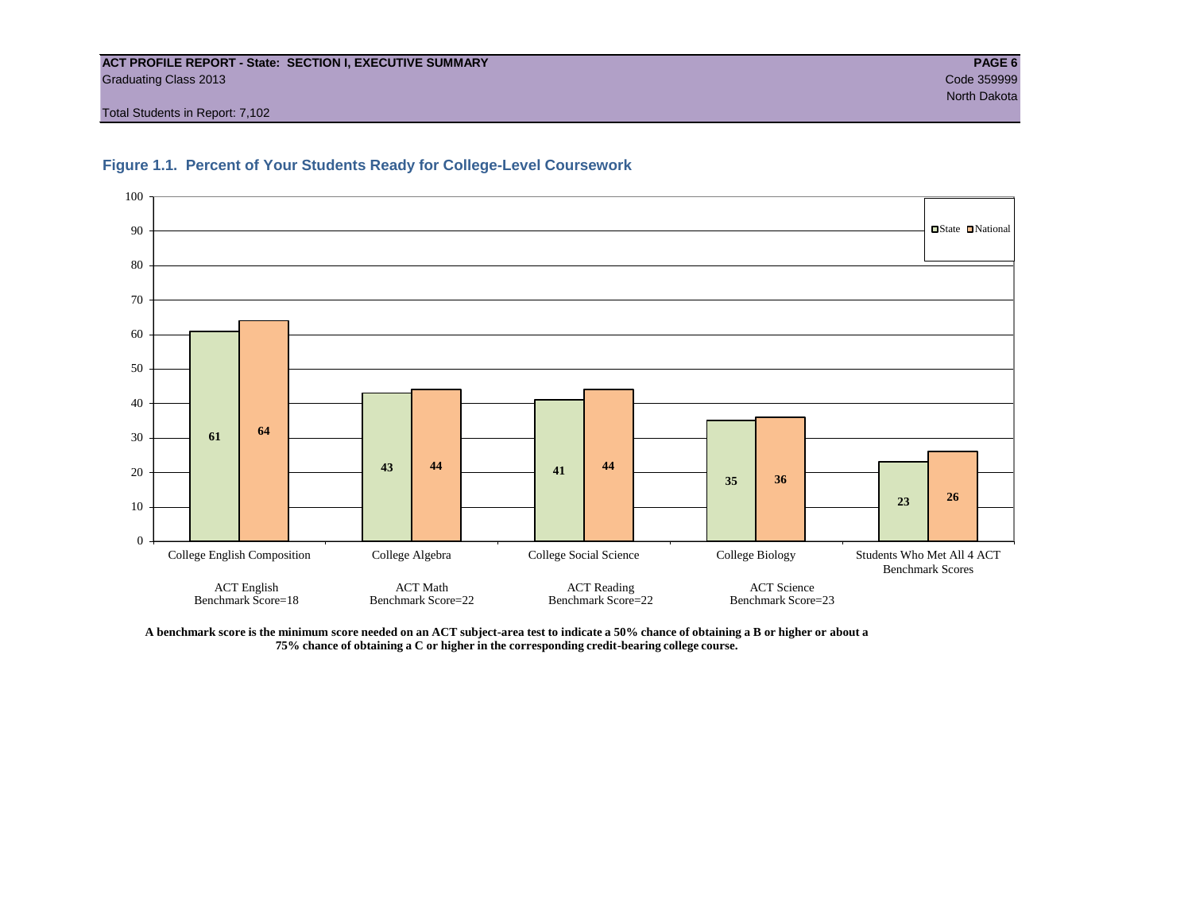ACT PROFILE REPORT - State: SECTION I, EXECUTIVE SUMMARY

Graduating Class 2013

Code 359999

North Dakota

Total Students in Report: 7,102

## Figure 1.1. Percent of Your Students Ready for College-Level Coursework

| | State | National |
|---|---|---|
| College English Composition (ACT English Benchmark Score=18) | 61 | 64 |
| College Algebra (ACT Math Benchmark Score=22) | 43 | 44 |
| College Social Science (ACT Reading Benchmark Score=22) | 41 | 44 |
| College Biology (ACT Science Benchmark Score=23) | 35 | 36 |
| Students Who Met All 4 ACT Benchmark Scores | 23 | 26 |

**A benchmark score is the minimum score needed on an ACT subject-area test to indicate a 50% chance of obtaining a B or higher or about a 75% chance of obtaining a C or higher in the corresponding credit-bearing college course.**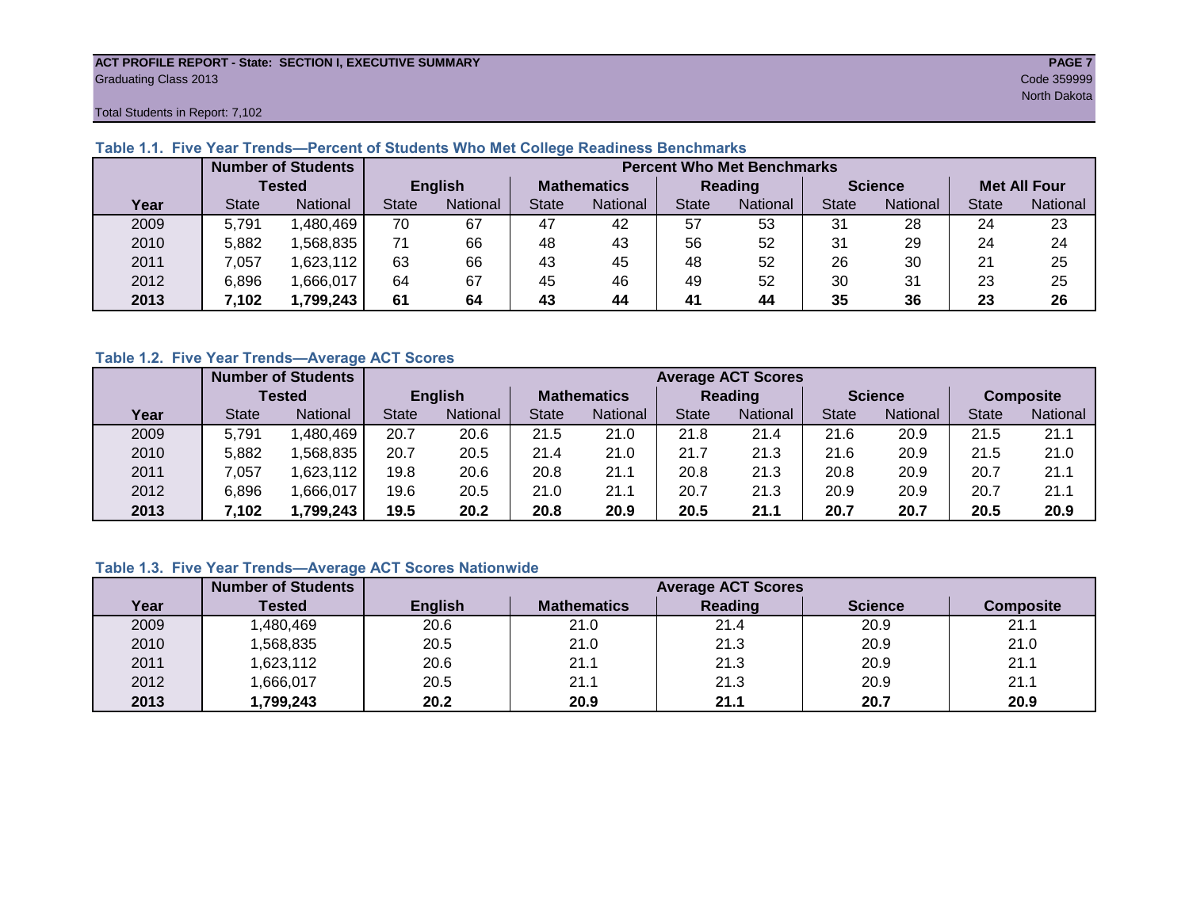ACT PROFILE REPORT - State: SECTION I, EXECUTIVE SUMMARY
Graduating Class 2013
Code 359999
North Dakota
Total Students in Report: 7,102

### Table 1.1. Five Year Trends—Percent of Students Who Met College Readiness Benchmarks

| | Number of Students Tested | | Percent Who Met Benchmarks | | | | | | | | | |
|---|---|---|---|---|---|---|---|---|---|---|---|---|
| | | | English | | Mathematics | | Reading | | Science | | Met All Four | |
| Year | State | National | State | National | State | National | State | National | State | National | State | National |
| 2009 | 5,791 | 1,480,469 | 70 | 67 | 47 | 42 | 57 | 53 | 31 | 28 | 24 | 23 |
| 2010 | 5,882 | 1,568,835 | 71 | 66 | 48 | 43 | 56 | 52 | 31 | 29 | 24 | 24 |
| 2011 | 7,057 | 1,623,112 | 63 | 66 | 43 | 45 | 48 | 52 | 26 | 30 | 21 | 25 |
| 2012 | 6,896 | 1,666,017 | 64 | 67 | 45 | 46 | 49 | 52 | 30 | 31 | 23 | 25 |
| **2013** | **7,102** | **1,799,243** | **61** | **64** | **43** | **44** | **41** | **44** | **35** | **36** | **23** | **26** |

### Table 1.2. Five Year Trends—Average ACT Scores

| | Number of Students Tested | | Average ACT Scores | | | | | | | | | |
|---|---|---|---|---|---|---|---|---|---|---|---|---|
| | | | English | | Mathematics | | Reading | | Science | | Composite | |
| Year | State | National | State | National | State | National | State | National | State | National | State | National |
| 2009 | 5,791 | 1,480,469 | 20.7 | 20.6 | 21.5 | 21.0 | 21.8 | 21.4 | 21.6 | 20.9 | 21.5 | 21.1 |
| 2010 | 5,882 | 1,568,835 | 20.7 | 20.5 | 21.4 | 21.0 | 21.7 | 21.3 | 21.6 | 20.9 | 21.5 | 21.0 |
| 2011 | 7,057 | 1,623,112 | 19.8 | 20.6 | 20.8 | 21.1 | 20.8 | 21.3 | 20.8 | 20.9 | 20.7 | 21.1 |
| 2012 | 6,896 | 1,666,017 | 19.6 | 20.5 | 21.0 | 21.1 | 20.7 | 21.3 | 20.9 | 20.9 | 20.7 | 21.1 |
| **2013** | **7,102** | **1,799,243** | **19.5** | **20.2** | **20.8** | **20.9** | **20.5** | **21.1** | **20.7** | **20.7** | **20.5** | **20.9** |

### Table 1.3. Five Year Trends—Average ACT Scores Nationwide

| | Number of Students | Average ACT Scores | | | | |
|---|---|---|---|---|---|---|
| Year | Tested | English | Mathematics | Reading | Science | Composite |
| 2009 | 1,480,469 | 20.6 | 21.0 | 21.4 | 20.9 | 21.1 |
| 2010 | 1,568,835 | 20.5 | 21.0 | 21.3 | 20.9 | 21.0 |
| 2011 | 1,623,112 | 20.6 | 21.1 | 21.3 | 20.9 | 21.1 |
| 2012 | 1,666,017 | 20.5 | 21.1 | 21.3 | 20.9 | 21.1 |
| **2013** | **1,799,243** | **20.2** | **20.9** | **21.1** | **20.7** | **20.9** |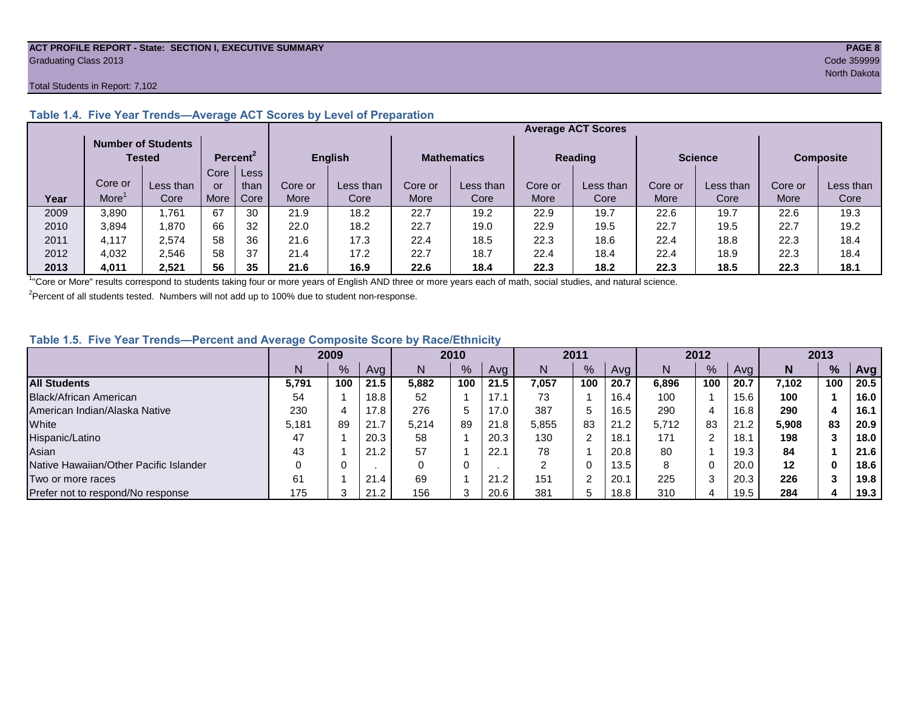**ACT PROFILE REPORT - State: SECTION I, EXECUTIVE SUMMARY**
Graduating Class 2013
Code 359999
North Dakota

Total Students in Report: 7,102

### Table 1.4. Five Year Trends—Average ACT Scores by Level of Preparation

| | Number of Students Tested | | Percent[2] | | Average ACT Scores | | | | | | | | | |
|---|---|---|---|---|---|---|---|---|---|---|---|---|---|---|
| | | | | | English | | Mathematics | | Reading | | Science | | Composite | |
| Year | Core or More[1] | Less than Core | Core or More | Less than Core | Core or More | Less than Core | Core or More | Less than Core | Core or More | Less than Core | Core or More | Less than Core | Core or More | Less than Core |
| 2009 | 3,890 | 1,761 | 67 | 30 | 21.9 | 18.2 | 22.7 | 19.2 | 22.9 | 19.7 | 22.6 | 19.7 | 22.6 | 19.3 |
| 2010 | 3,894 | 1,870 | 66 | 32 | 22.0 | 18.2 | 22.7 | 19.0 | 22.9 | 19.5 | 22.7 | 19.5 | 22.7 | 19.2 |
| 2011 | 4,117 | 2,574 | 58 | 36 | 21.6 | 17.3 | 22.4 | 18.5 | 22.3 | 18.6 | 22.4 | 18.8 | 22.3 | 18.4 |
| 2012 | 4,032 | 2,546 | 58 | 37 | 21.4 | 17.2 | 22.7 | 18.7 | 22.4 | 18.4 | 22.4 | 18.9 | 22.3 | 18.4 |
| **2013** | **4,011** | **2,521** | **56** | **35** | **21.6** | **16.9** | **22.6** | **18.4** | **22.3** | **18.2** | **22.3** | **18.5** | **22.3** | **18.1** |

[1]"Core or More" results correspond to students taking four or more years of English AND three or more years each of math, social studies, and natural science.

[2]Percent of all students tested. Numbers will not add up to 100% due to student non-response.

### Table 1.5. Five Year Trends—Percent and Average Composite Score by Race/Ethnicity

| | 2009 | | | 2010 | | | 2011 | | | 2012 | | | 2013 | | |
|---|---|---|---|---|---|---|---|---|---|---|---|---|---|---|---|
| | N | % | Avg | N | % | Avg | N | % | Avg | N | % | Avg | **N** | **%** | **Avg** |
| **All Students** | **5,791** | **100** | **21.5** | **5,882** | **100** | **21.5** | **7,057** | **100** | **20.7** | **6,896** | **100** | **20.7** | **7,102** | **100** | **20.5** |
| Black/African American | 54 | 1 | 18.8 | 52 | 1 | 17.1 | 73 | 1 | 16.4 | 100 | 1 | 15.6 | **100** | **1** | **16.0** |
| American Indian/Alaska Native | 230 | 4 | 17.8 | 276 | 5 | 17.0 | 387 | 5 | 16.5 | 290 | 4 | 16.8 | **290** | **4** | **16.1** |
| White | 5,181 | 89 | 21.7 | 5,214 | 89 | 21.8 | 5,855 | 83 | 21.2 | 5,712 | 83 | 21.2 | **5,908** | **83** | **20.9** |
| Hispanic/Latino | 47 | 1 | 20.3 | 58 | 1 | 20.3 | 130 | 2 | 18.1 | 171 | 2 | 18.1 | **198** | **3** | **18.0** |
| Asian | 43 | 1 | 21.2 | 57 | 1 | 22.1 | 78 | 1 | 20.8 | 80 | 1 | 19.3 | **84** | **1** | **21.6** |
| Native Hawaiian/Other Pacific Islander | 0 | 0 | . | 0 | 0 | . | 2 | 0 | 13.5 | 8 | 0 | 20.0 | **12** | **0** | **18.6** |
| Two or more races | 61 | 1 | 21.4 | 69 | 1 | 21.2 | 151 | 2 | 20.1 | 225 | 3 | 20.3 | **226** | **3** | **19.8** |
| Prefer not to respond/No response | 175 | 3 | 21.2 | 156 | 3 | 20.6 | 381 | 5 | 18.8 | 310 | 4 | 19.5 | **284** | **4** | **19.3** |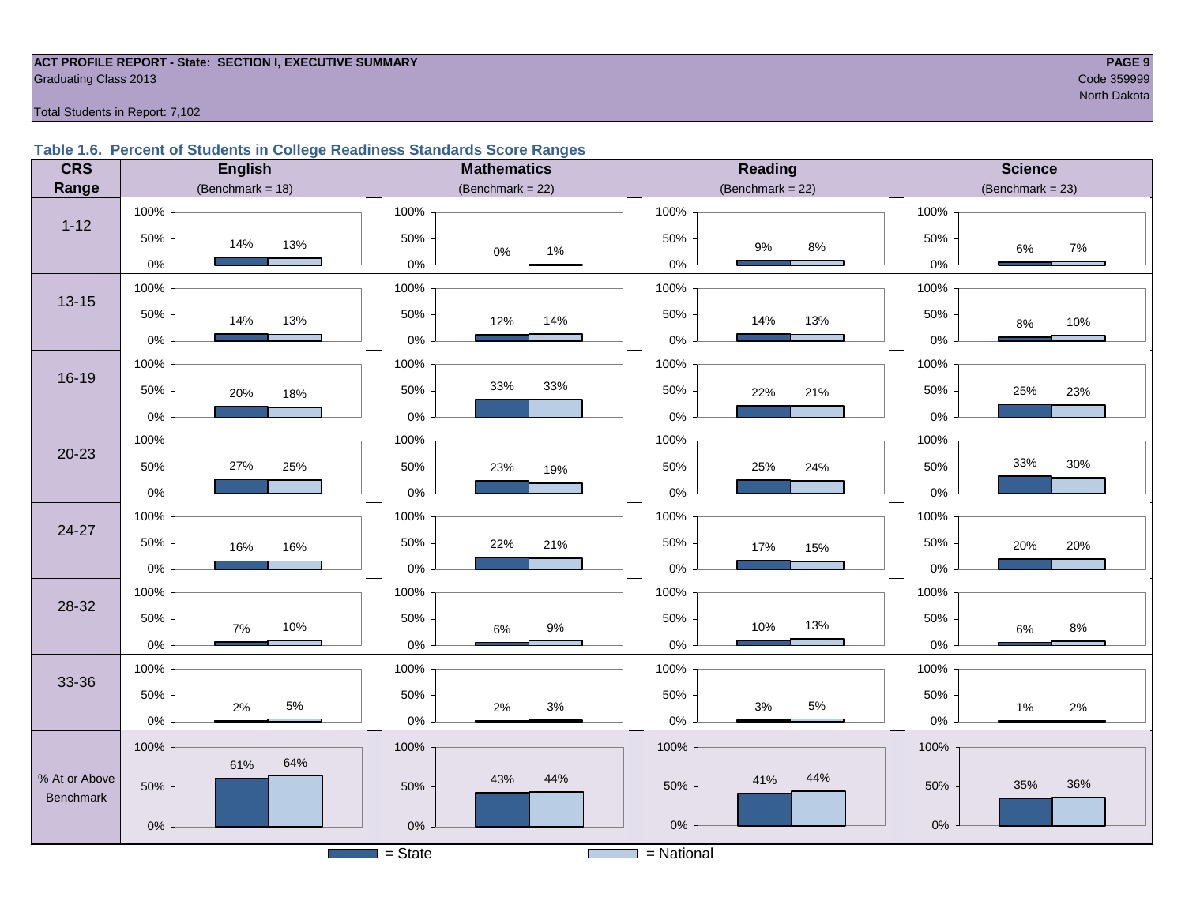ACT PROFILE REPORT - State: SECTION I, EXECUTIVE SUMMARY
Graduating Class 2013

Code 359999
North Dakota

Total Students in Report: 7,102

## Table 1.6. Percent of Students in College Readiness Standards Score Ranges

| CRS Range | English (Benchmark = 18) State | English National | Mathematics (Benchmark = 22) State | Mathematics National | Reading (Benchmark = 22) State | Reading National | Science (Benchmark = 23) State | Science National |
|---|---|---|---|---|---|---|---|---|
| 1-12 | 14% | 13% | 0% | 1% | 9% | 8% | 6% | 7% |
| 13-15 | 14% | 13% | 12% | 14% | 14% | 13% | 8% | 10% |
| 16-19 | 20% | 18% | 33% | 33% | 22% | 21% | 25% | 23% |
| 20-23 | 27% | 25% | 23% | 19% | 25% | 24% | 33% | 30% |
| 24-27 | 16% | 16% | 22% | 21% | 17% | 15% | 20% | 20% |
| 28-32 | 7% | 10% | 6% | 9% | 10% | 13% | 6% | 8% |
| 33-36 | 2% | 5% | 2% | 3% | 3% | 5% | 1% | 2% |
| % At or Above Benchmark | 61% | 64% | 43% | 44% | 41% | 44% | 35% | 36% |

= State   = National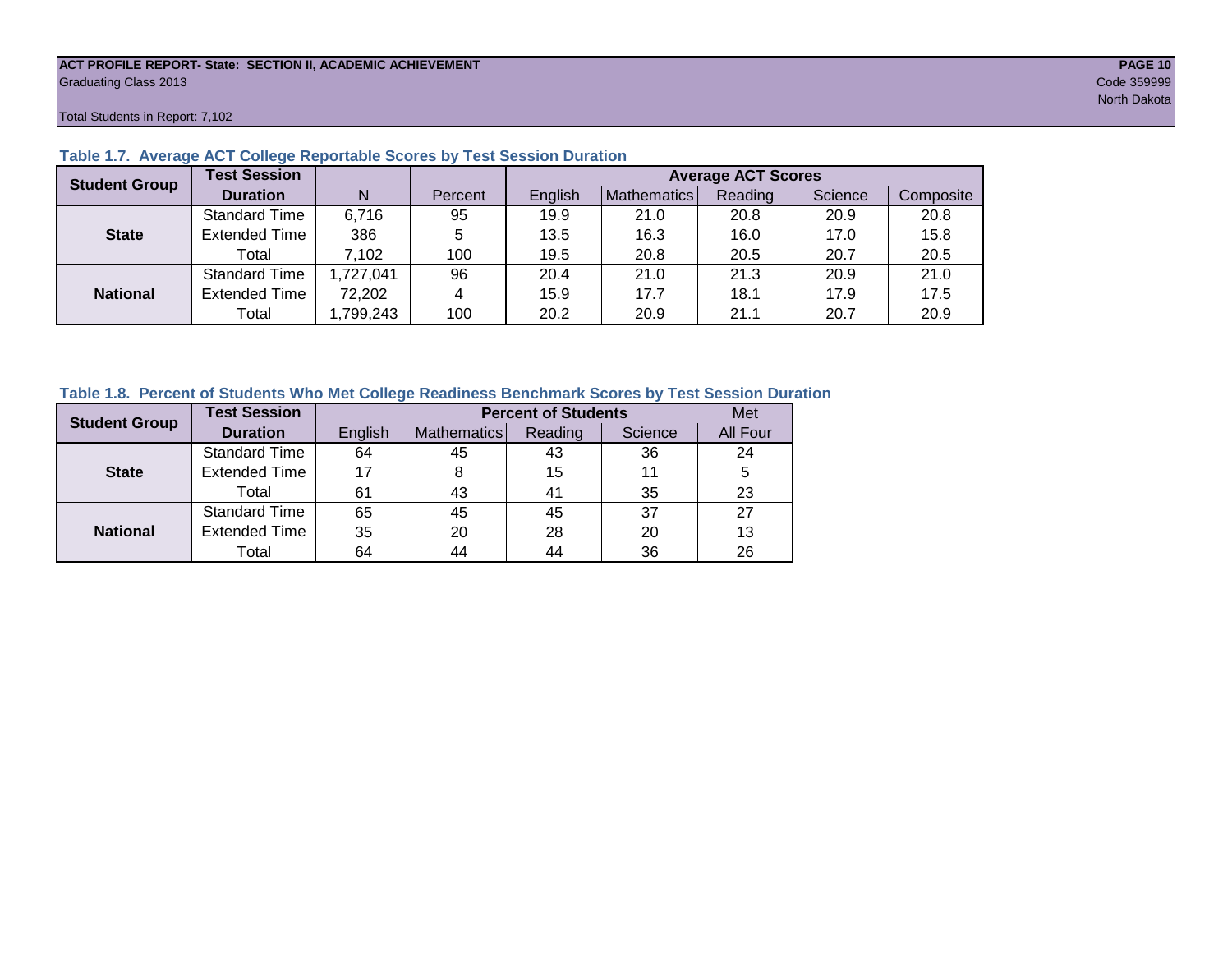## Table 1.7. Average ACT College Reportable Scores by Test Session Duration

| Student Group | Test Session Duration | N | Percent | Average ACT Scores | | | | |
|---|---|---|---|---|---|---|---|---|
| | | | | English | Mathematics | Reading | Science | Composite |
| State | Standard Time | 6,716 | 95 | 19.9 | 21.0 | 20.8 | 20.9 | 20.8 |
| | Extended Time | 386 | 5 | 13.5 | 16.3 | 16.0 | 17.0 | 15.8 |
| | Total | 7,102 | 100 | 19.5 | 20.8 | 20.5 | 20.7 | 20.5 |
| National | Standard Time | 1,727,041 | 96 | 20.4 | 21.0 | 21.3 | 20.9 | 21.0 |
| | Extended Time | 72,202 | 4 | 15.9 | 17.7 | 18.1 | 17.9 | 17.5 |
| | Total | 1,799,243 | 100 | 20.2 | 20.9 | 21.1 | 20.7 | 20.9 |

## Table 1.8. Percent of Students Who Met College Readiness Benchmark Scores by Test Session Duration

| Student Group | Test Session Duration | Percent of Students | | | | Met |
|---|---|---|---|---|---|---|
| | | English | Mathematics | Reading | Science | All Four |
| State | Standard Time | 64 | 45 | 43 | 36 | 24 |
| | Extended Time | 17 | 8 | 15 | 11 | 5 |
| | Total | 61 | 43 | 41 | 35 | 23 |
| National | Standard Time | 65 | 45 | 45 | 37 | 27 |
| | Extended Time | 35 | 20 | 28 | 20 | 13 |
| | Total | 64 | 44 | 44 | 36 | 26 |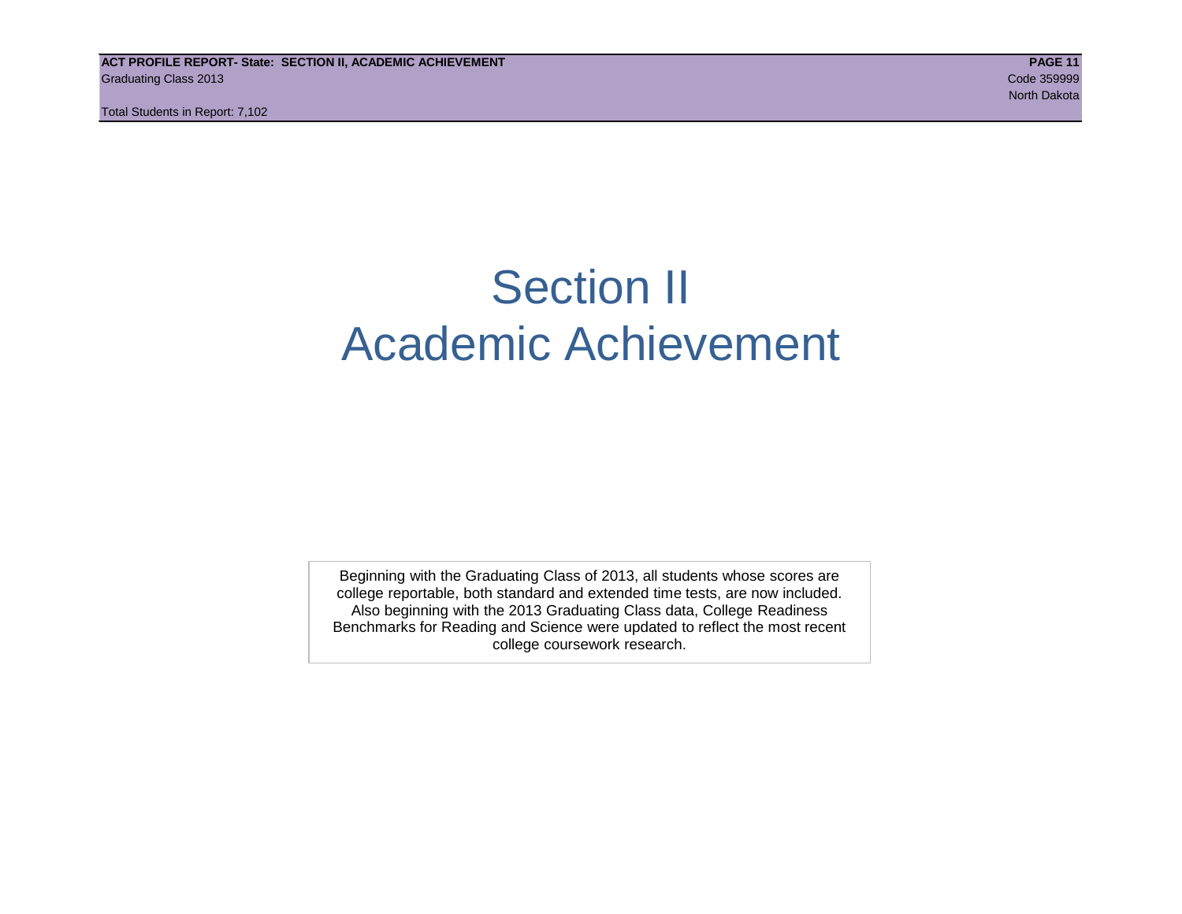# Section II
# Academic Achievement

Beginning with the Graduating Class of 2013, all students whose scores are college reportable, both standard and extended time tests, are now included. Also beginning with the 2013 Graduating Class data, College Readiness Benchmarks for Reading and Science were updated to reflect the most recent college coursework research.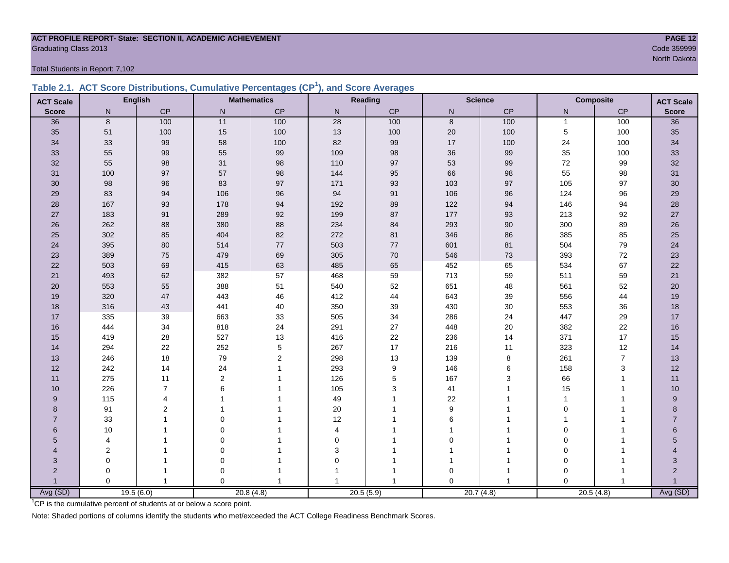**ACT PROFILE REPORT- State: SECTION II, ACADEMIC ACHIEVEMENT**
Graduating Class 2013

Code 359999
North Dakota

Total Students in Report: 7,102

## Table 2.1. ACT Score Distributions, Cumulative Percentages (CP[1]), and Score Averages

| ACT Scale | English | | Mathematics | | Reading | | Science | | Composite | | ACT Scale |
|---|---|---|---|---|---|---|---|---|---|---|---|
| Score | N | CP | N | CP | N | CP | N | CP | N | CP | Score |
| 36 | 8 | 100 | 11 | 100 | 28 | 100 | 8 | 100 | 1 | 100 | 36 |
| 35 | 51 | 100 | 15 | 100 | 13 | 100 | 20 | 100 | 5 | 100 | 35 |
| 34 | 33 | 99 | 58 | 100 | 82 | 99 | 17 | 100 | 24 | 100 | 34 |
| 33 | 55 | 99 | 55 | 99 | 109 | 98 | 36 | 99 | 35 | 100 | 33 |
| 32 | 55 | 98 | 31 | 98 | 110 | 97 | 53 | 99 | 72 | 99 | 32 |
| 31 | 100 | 97 | 57 | 98 | 144 | 95 | 66 | 98 | 55 | 98 | 31 |
| 30 | 98 | 96 | 83 | 97 | 171 | 93 | 103 | 97 | 105 | 97 | 30 |
| 29 | 83 | 94 | 106 | 96 | 94 | 91 | 106 | 96 | 124 | 96 | 29 |
| 28 | 167 | 93 | 178 | 94 | 192 | 89 | 122 | 94 | 146 | 94 | 28 |
| 27 | 183 | 91 | 289 | 92 | 199 | 87 | 177 | 93 | 213 | 92 | 27 |
| 26 | 262 | 88 | 380 | 88 | 234 | 84 | 293 | 90 | 300 | 89 | 26 |
| 25 | 302 | 85 | 404 | 82 | 272 | 81 | 346 | 86 | 385 | 85 | 25 |
| 24 | 395 | 80 | 514 | 77 | 503 | 77 | 601 | 81 | 504 | 79 | 24 |
| 23 | 389 | 75 | 479 | 69 | 305 | 70 | 546 | 73 | 393 | 72 | 23 |
| 22 | 503 | 69 | 415 | 63 | 485 | 65 | 452 | 65 | 534 | 67 | 22 |
| 21 | 493 | 62 | 382 | 57 | 468 | 59 | 713 | 59 | 511 | 59 | 21 |
| 20 | 553 | 55 | 388 | 51 | 540 | 52 | 651 | 48 | 561 | 52 | 20 |
| 19 | 320 | 47 | 443 | 46 | 412 | 44 | 643 | 39 | 556 | 44 | 19 |
| 18 | 316 | 43 | 441 | 40 | 350 | 39 | 430 | 30 | 553 | 36 | 18 |
| 17 | 335 | 39 | 663 | 33 | 505 | 34 | 286 | 24 | 447 | 29 | 17 |
| 16 | 444 | 34 | 818 | 24 | 291 | 27 | 448 | 20 | 382 | 22 | 16 |
| 15 | 419 | 28 | 527 | 13 | 416 | 22 | 236 | 14 | 371 | 17 | 15 |
| 14 | 294 | 22 | 252 | 5 | 267 | 17 | 216 | 11 | 323 | 12 | 14 |
| 13 | 246 | 18 | 79 | 2 | 298 | 13 | 139 | 8 | 261 | 7 | 13 |
| 12 | 242 | 14 | 24 | 1 | 293 | 9 | 146 | 6 | 158 | 3 | 12 |
| 11 | 275 | 11 | 2 | 1 | 126 | 5 | 167 | 3 | 66 | 1 | 11 |
| 10 | 226 | 7 | 6 | 1 | 105 | 3 | 41 | 1 | 15 | 1 | 10 |
| 9 | 115 | 4 | 1 | 1 | 49 | 1 | 22 | 1 | 1 | 1 | 9 |
| 8 | 91 | 2 | 1 | 1 | 20 | 1 | 9 | 1 | 0 | 1 | 8 |
| 7 | 33 | 1 | 0 | 1 | 12 | 1 | 6 | 1 | 1 | 1 | 7 |
| 6 | 10 | 1 | 0 | 1 | 4 | 1 | 1 | 1 | 0 | 1 | 6 |
| 5 | 4 | 1 | 0 | 1 | 0 | 1 | 0 | 1 | 0 | 1 | 5 |
| 4 | 2 | 1 | 0 | 1 | 3 | 1 | 1 | 1 | 0 | 1 | 4 |
| 3 | 0 | 1 | 0 | 1 | 0 | 1 | 1 | 1 | 0 | 1 | 3 |
| 2 | 0 | 1 | 0 | 1 | 1 | 1 | 0 | 1 | 0 | 1 | 2 |
| 1 | 0 | 1 | 0 | 1 | 1 | 1 | 0 | 1 | 0 | 1 | 1 |
| Avg (SD) | 19.5 (6.0) | | 20.8 (4.8) | | 20.5 (5.9) | | 20.7 (4.8) | | 20.5 (4.8) | | Avg (SD) |

[1]CP is the cumulative percent of students at or below a score point.

Note: Shaded portions of columns identify the students who met/exceeded the ACT College Readiness Benchmark Scores.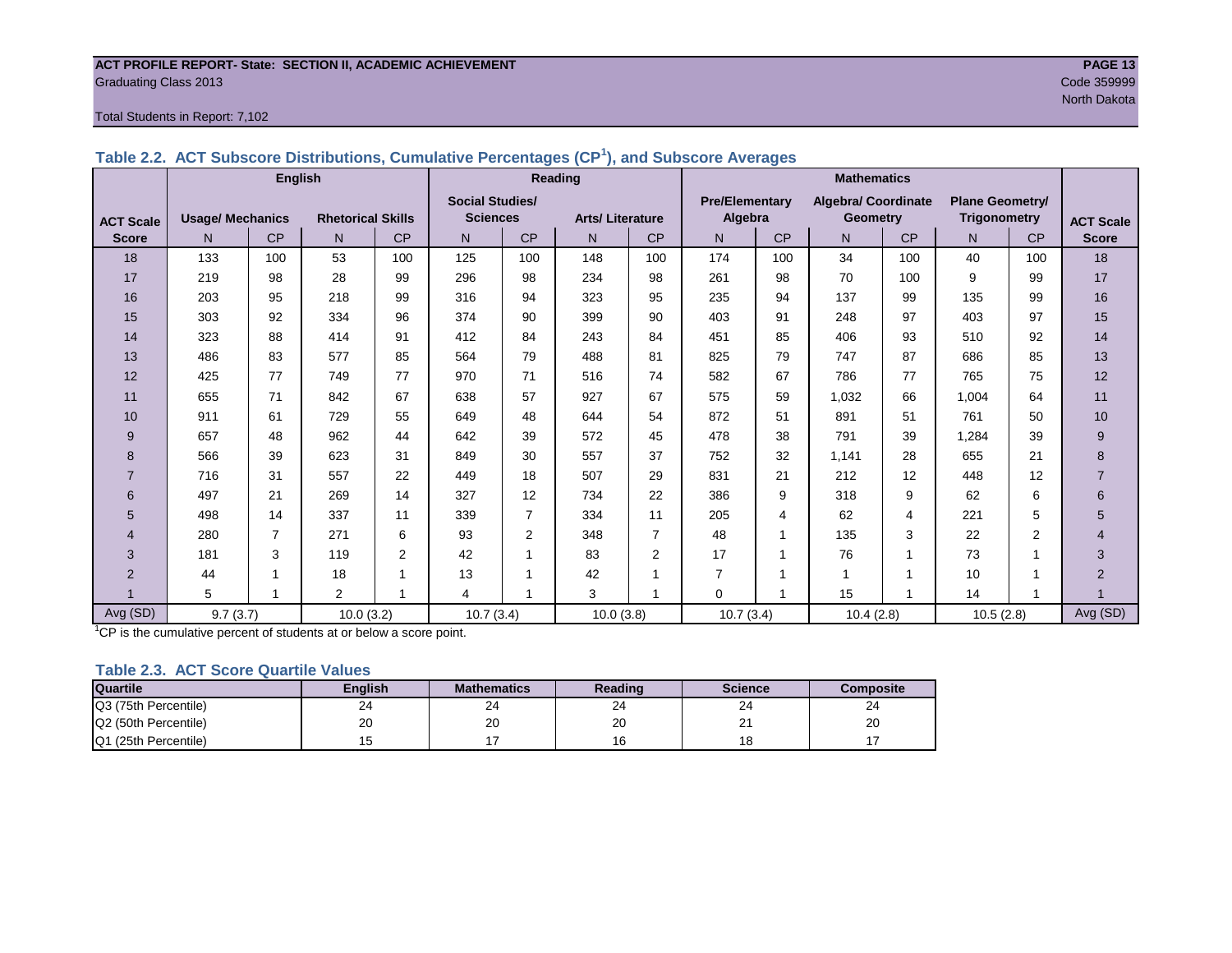**ACT PROFILE REPORT- State: SECTION II, ACADEMIC ACHIEVEMENT**
Graduating Class 2013
Code 359999
North Dakota

Total Students in Report: 7,102

### Table 2.2. ACT Subscore Distributions, Cumulative Percentages (CP[1]), and Subscore Averages

| ACT Scale Score | English | | | | Reading | | | | Mathematics | | | | | | ACT Scale Score |
|---|---|---|---|---|---|---|---|---|---|---|---|---|---|---|---|
| | Usage/ Mechanics | | Rhetorical Skills | | Social Studies/ Sciences | | Arts/ Literature | | Pre/Elementary Algebra | | Algebra/ Coordinate Geometry | | Plane Geometry/ Trigonometry | | |
| | N | CP | N | CP | N | CP | N | CP | N | CP | N | CP | N | CP | |
| 18 | 133 | 100 | 53 | 100 | 125 | 100 | 148 | 100 | 174 | 100 | 34 | 100 | 40 | 100 | 18 |
| 17 | 219 | 98 | 28 | 99 | 296 | 98 | 234 | 98 | 261 | 98 | 70 | 100 | 9 | 99 | 17 |
| 16 | 203 | 95 | 218 | 99 | 316 | 94 | 323 | 95 | 235 | 94 | 137 | 99 | 135 | 99 | 16 |
| 15 | 303 | 92 | 334 | 96 | 374 | 90 | 399 | 90 | 403 | 91 | 248 | 97 | 403 | 97 | 15 |
| 14 | 323 | 88 | 414 | 91 | 412 | 84 | 243 | 84 | 451 | 85 | 406 | 93 | 510 | 92 | 14 |
| 13 | 486 | 83 | 577 | 85 | 564 | 79 | 488 | 81 | 825 | 79 | 747 | 87 | 686 | 85 | 13 |
| 12 | 425 | 77 | 749 | 77 | 970 | 71 | 516 | 74 | 582 | 67 | 786 | 77 | 765 | 75 | 12 |
| 11 | 655 | 71 | 842 | 67 | 638 | 57 | 927 | 67 | 575 | 59 | 1,032 | 66 | 1,004 | 64 | 11 |
| 10 | 911 | 61 | 729 | 55 | 649 | 48 | 644 | 54 | 872 | 51 | 891 | 51 | 761 | 50 | 10 |
| 9 | 657 | 48 | 962 | 44 | 642 | 39 | 572 | 45 | 478 | 38 | 791 | 39 | 1,284 | 39 | 9 |
| 8 | 566 | 39 | 623 | 31 | 849 | 30 | 557 | 37 | 752 | 32 | 1,141 | 28 | 655 | 21 | 8 |
| 7 | 716 | 31 | 557 | 22 | 449 | 18 | 507 | 29 | 831 | 21 | 212 | 12 | 448 | 12 | 7 |
| 6 | 497 | 21 | 269 | 14 | 327 | 12 | 734 | 22 | 386 | 9 | 318 | 9 | 62 | 6 | 6 |
| 5 | 498 | 14 | 337 | 11 | 339 | 7 | 334 | 11 | 205 | 4 | 62 | 4 | 221 | 5 | 5 |
| 4 | 280 | 7 | 271 | 6 | 93 | 2 | 348 | 7 | 48 | 1 | 135 | 3 | 22 | 2 | 4 |
| 3 | 181 | 3 | 119 | 2 | 42 | 1 | 83 | 2 | 17 | 1 | 76 | 1 | 73 | 1 | 3 |
| 2 | 44 | 1 | 18 | 1 | 13 | 1 | 42 | 1 | 7 | 1 | 1 | 1 | 10 | 1 | 2 |
| 1 | 5 | 1 | 2 | 1 | 4 | 1 | 3 | 1 | 0 | 1 | 15 | 1 | 14 | 1 | 1 |
| Avg (SD) | 9.7 (3.7) | | 10.0 (3.2) | | 10.7 (3.4) | | 10.0 (3.8) | | 10.7 (3.4) | | 10.4 (2.8) | | 10.5 (2.8) | | Avg (SD) |

[1]CP is the cumulative percent of students at or below a score point.

### Table 2.3. ACT Score Quartile Values

| Quartile | English | Mathematics | Reading | Science | Composite |
|---|---|---|---|---|---|
| Q3 (75th Percentile) | 24 | 24 | 24 | 24 | 24 |
| Q2 (50th Percentile) | 20 | 20 | 20 | 21 | 20 |
| Q1 (25th Percentile) | 15 | 17 | 16 | 18 | 17 |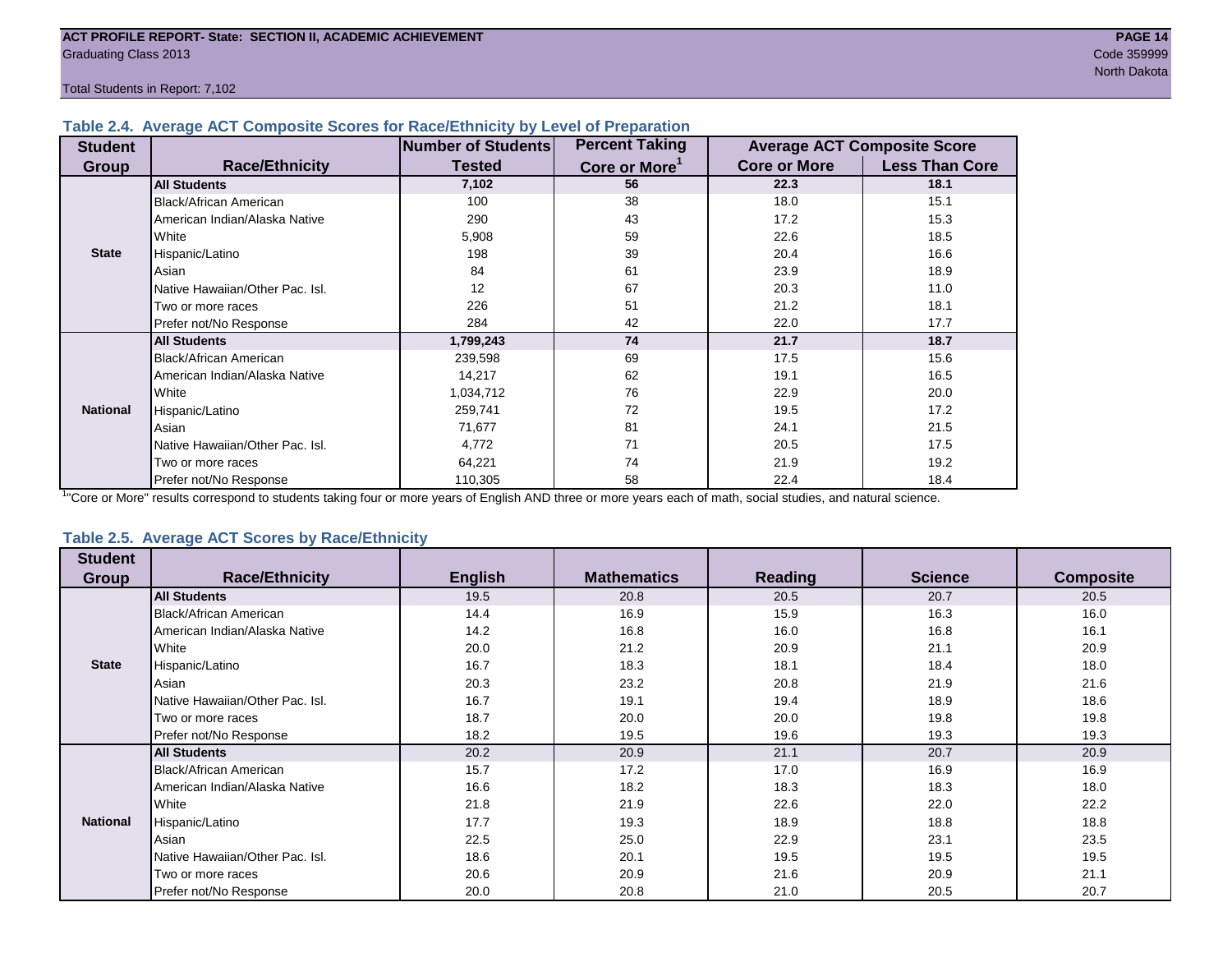## Table 2.4. Average ACT Composite Scores for Race/Ethnicity by Level of Preparation

| Student Group | Race/Ethnicity | Number of Students Tested | Percent Taking Core or More[1] | Average ACT Composite Score: Core or More | Average ACT Composite Score: Less Than Core |
|---|---|---|---|---|---|
| State | **All Students** | **7,102** | **56** | **22.3** | **18.1** |
| | Black/African American | 100 | 38 | 18.0 | 15.1 |
| | American Indian/Alaska Native | 290 | 43 | 17.2 | 15.3 |
| | White | 5,908 | 59 | 22.6 | 18.5 |
| | Hispanic/Latino | 198 | 39 | 20.4 | 16.6 |
| | Asian | 84 | 61 | 23.9 | 18.9 |
| | Native Hawaiian/Other Pac. Isl. | 12 | 67 | 20.3 | 11.0 |
| | Two or more races | 226 | 51 | 21.2 | 18.1 |
| | Prefer not/No Response | 284 | 42 | 22.0 | 17.7 |
| National | **All Students** | **1,799,243** | **74** | **21.7** | **18.7** |
| | Black/African American | 239,598 | 69 | 17.5 | 15.6 |
| | American Indian/Alaska Native | 14,217 | 62 | 19.1 | 16.5 |
| | White | 1,034,712 | 76 | 22.9 | 20.0 |
| | Hispanic/Latino | 259,741 | 72 | 19.5 | 17.2 |
| | Asian | 71,677 | 81 | 24.1 | 21.5 |
| | Native Hawaiian/Other Pac. Isl. | 4,772 | 71 | 20.5 | 17.5 |
| | Two or more races | 64,221 | 74 | 21.9 | 19.2 |
| | Prefer not/No Response | 110,305 | 58 | 22.4 | 18.4 |

[1] "Core or More" results correspond to students taking four or more years of English AND three or more years each of math, social studies, and natural science.

## Table 2.5. Average ACT Scores by Race/Ethnicity

| Student Group | Race/Ethnicity | English | Mathematics | Reading | Science | Composite |
|---|---|---|---|---|---|---|
| State | **All Students** | 19.5 | 20.8 | 20.5 | 20.7 | 20.5 |
| | Black/African American | 14.4 | 16.9 | 15.9 | 16.3 | 16.0 |
| | American Indian/Alaska Native | 14.2 | 16.8 | 16.0 | 16.8 | 16.1 |
| | White | 20.0 | 21.2 | 20.9 | 21.1 | 20.9 |
| | Hispanic/Latino | 16.7 | 18.3 | 18.1 | 18.4 | 18.0 |
| | Asian | 20.3 | 23.2 | 20.8 | 21.9 | 21.6 |
| | Native Hawaiian/Other Pac. Isl. | 16.7 | 19.1 | 19.4 | 18.9 | 18.6 |
| | Two or more races | 18.7 | 20.0 | 20.0 | 19.8 | 19.8 |
| | Prefer not/No Response | 18.2 | 19.5 | 19.6 | 19.3 | 19.3 |
| National | **All Students** | 20.2 | 20.9 | 21.1 | 20.7 | 20.9 |
| | Black/African American | 15.7 | 17.2 | 17.0 | 16.9 | 16.9 |
| | American Indian/Alaska Native | 16.6 | 18.2 | 18.3 | 18.3 | 18.0 |
| | White | 21.8 | 21.9 | 22.6 | 22.0 | 22.2 |
| | Hispanic/Latino | 17.7 | 19.3 | 18.9 | 18.8 | 18.8 |
| | Asian | 22.5 | 25.0 | 22.9 | 23.1 | 23.5 |
| | Native Hawaiian/Other Pac. Isl. | 18.6 | 20.1 | 19.5 | 19.5 | 19.5 |
| | Two or more races | 20.6 | 20.9 | 21.6 | 20.9 | 21.1 |
| | Prefer not/No Response | 20.0 | 20.8 | 21.0 | 20.5 | 20.7 |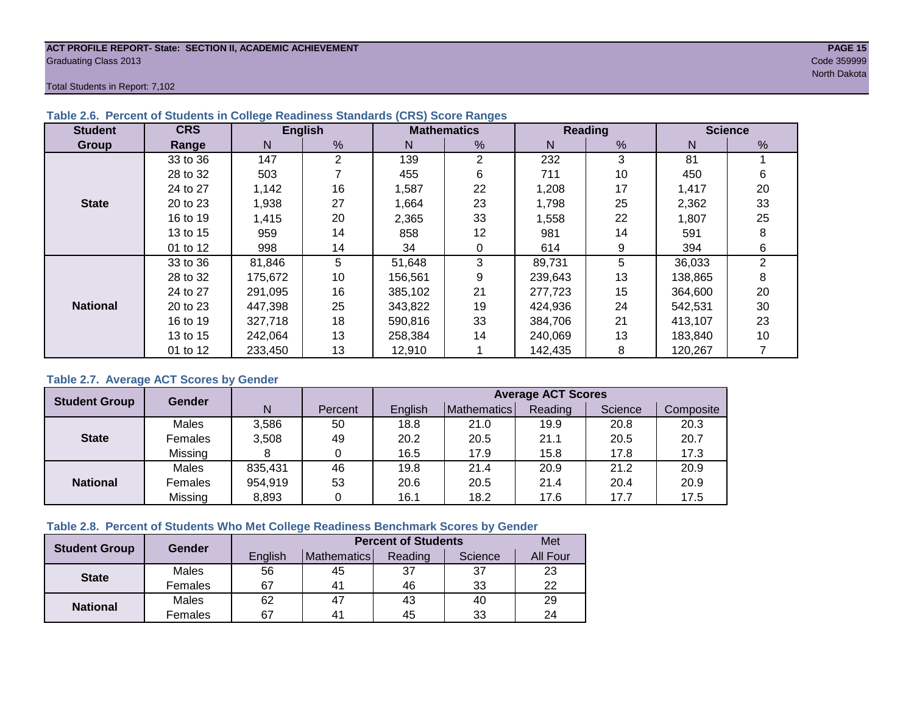**ACT PROFILE REPORT- State: SECTION II, ACADEMIC ACHIEVEMENT**
Graduating Class 2013
Code 359999
North Dakota

Total Students in Report: 7,102

### Table 2.6. Percent of Students in College Readiness Standards (CRS) Score Ranges

| Student Group | CRS Range | English | | Mathematics | | Reading | | Science | |
|---|---|---|---|---|---|---|---|---|---|
| | | N | % | N | % | N | % | N | % |
| State | 33 to 36 | 147 | 2 | 139 | 2 | 232 | 3 | 81 | 1 |
| | 28 to 32 | 503 | 7 | 455 | 6 | 711 | 10 | 450 | 6 |
| | 24 to 27 | 1,142 | 16 | 1,587 | 22 | 1,208 | 17 | 1,417 | 20 |
| | 20 to 23 | 1,938 | 27 | 1,664 | 23 | 1,798 | 25 | 2,362 | 33 |
| | 16 to 19 | 1,415 | 20 | 2,365 | 33 | 1,558 | 22 | 1,807 | 25 |
| | 13 to 15 | 959 | 14 | 858 | 12 | 981 | 14 | 591 | 8 |
| | 01 to 12 | 998 | 14 | 34 | 0 | 614 | 9 | 394 | 6 |
| National | 33 to 36 | 81,846 | 5 | 51,648 | 3 | 89,731 | 5 | 36,033 | 2 |
| | 28 to 32 | 175,672 | 10 | 156,561 | 9 | 239,643 | 13 | 138,865 | 8 |
| | 24 to 27 | 291,095 | 16 | 385,102 | 21 | 277,723 | 15 | 364,600 | 20 |
| | 20 to 23 | 447,398 | 25 | 343,822 | 19 | 424,936 | 24 | 542,531 | 30 |
| | 16 to 19 | 327,718 | 18 | 590,816 | 33 | 384,706 | 21 | 413,107 | 23 |
| | 13 to 15 | 242,064 | 13 | 258,384 | 14 | 240,069 | 13 | 183,840 | 10 |
| | 01 to 12 | 233,450 | 13 | 12,910 | 1 | 142,435 | 8 | 120,267 | 7 |

### Table 2.7. Average ACT Scores by Gender

| Student Group | Gender | N | Percent | Average ACT Scores | | | | |
|---|---|---|---|---|---|---|---|---|
| | | | | English | Mathematics | Reading | Science | Composite |
| State | Males | 3,586 | 50 | 18.8 | 21.0 | 19.9 | 20.8 | 20.3 |
| | Females | 3,508 | 49 | 20.2 | 20.5 | 21.1 | 20.5 | 20.7 |
| | Missing | 8 | 0 | 16.5 | 17.9 | 15.8 | 17.8 | 17.3 |
| National | Males | 835,431 | 46 | 19.8 | 21.4 | 20.9 | 21.2 | 20.9 |
| | Females | 954,919 | 53 | 20.6 | 20.5 | 21.4 | 20.4 | 20.9 |
| | Missing | 8,893 | 0 | 16.1 | 18.2 | 17.6 | 17.7 | 17.5 |

### Table 2.8. Percent of Students Who Met College Readiness Benchmark Scores by Gender

| Student Group | Gender | Percent of Students | | | | Met |
|---|---|---|---|---|---|---|
| | | English | Mathematics | Reading | Science | All Four |
| State | Males | 56 | 45 | 37 | 37 | 23 |
| | Females | 67 | 41 | 46 | 33 | 22 |
| National | Males | 62 | 47 | 43 | 40 | 29 |
| | Females | 67 | 41 | 45 | 33 | 24 |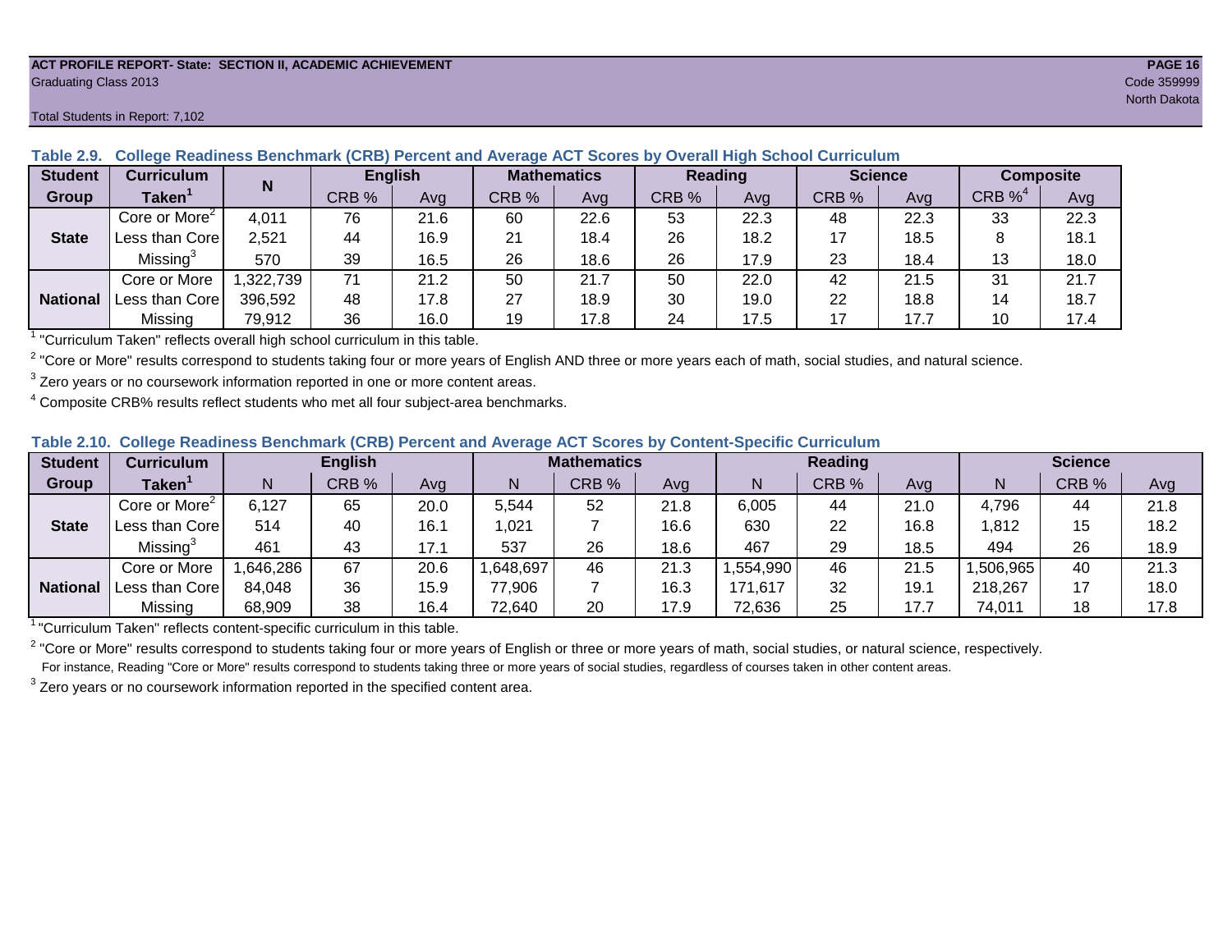ACT PROFILE REPORT- State: SECTION II, ACADEMIC ACHIEVEMENT

Graduating Class 2013

Code 359999

North Dakota

Total Students in Report: 7,102

**Table 2.9. College Readiness Benchmark (CRB) Percent and Average ACT Scores by Overall High School Curriculum**

| Student Group | Curriculum Taken[1] | N | English | | Mathematics | | Reading | | Science | | Composite | |
|---|---|---|---|---|---|---|---|---|---|---|---|---|
| | | | CRB % | Avg | CRB % | Avg | CRB % | Avg | CRB % | Avg | CRB %[4] | Avg |
| State | Core or More[2] | 4,011 | 76 | 21.6 | 60 | 22.6 | 53 | 22.3 | 48 | 22.3 | 33 | 22.3 |
| | Less than Core | 2,521 | 44 | 16.9 | 21 | 18.4 | 26 | 18.2 | 17 | 18.5 | 8 | 18.1 |
| | Missing[3] | 570 | 39 | 16.5 | 26 | 18.6 | 26 | 17.9 | 23 | 18.4 | 13 | 18.0 |
| National | Core or More | 1,322,739 | 71 | 21.2 | 50 | 21.7 | 50 | 22.0 | 42 | 21.5 | 31 | 21.7 |
| | Less than Core | 396,592 | 48 | 17.8 | 27 | 18.9 | 30 | 19.0 | 22 | 18.8 | 14 | 18.7 |
| | Missing | 79,912 | 36 | 16.0 | 19 | 17.8 | 24 | 17.5 | 17 | 17.7 | 10 | 17.4 |

[1] "Curriculum Taken" reflects overall high school curriculum in this table.

[2] "Core or More" results correspond to students taking four or more years of English AND three or more years each of math, social studies, and natural science.

[3] Zero years or no coursework information reported in one or more content areas.

[4] Composite CRB% results reflect students who met all four subject-area benchmarks.

**Table 2.10. College Readiness Benchmark (CRB) Percent and Average ACT Scores by Content-Specific Curriculum**

| Student Group | Curriculum Taken[1] | English | | | Mathematics | | | Reading | | | Science | | |
|---|---|---|---|---|---|---|---|---|---|---|---|---|---|
| | | N | CRB % | Avg | N | CRB % | Avg | N | CRB % | Avg | N | CRB % | Avg |
| State | Core or More[2] | 6,127 | 65 | 20.0 | 5,544 | 52 | 21.8 | 6,005 | 44 | 21.0 | 4,796 | 44 | 21.8 |
| | Less than Core | 514 | 40 | 16.1 | 1,021 | 7 | 16.6 | 630 | 22 | 16.8 | 1,812 | 15 | 18.2 |
| | Missing[3] | 461 | 43 | 17.1 | 537 | 26 | 18.6 | 467 | 29 | 18.5 | 494 | 26 | 18.9 |
| National | Core or More | 1,646,286 | 67 | 20.6 | 1,648,697 | 46 | 21.3 | 1,554,990 | 46 | 21.5 | 1,506,965 | 40 | 21.3 |
| | Less than Core | 84,048 | 36 | 15.9 | 77,906 | 7 | 16.3 | 171,617 | 32 | 19.1 | 218,267 | 17 | 18.0 |
| | Missing | 68,909 | 38 | 16.4 | 72,640 | 20 | 17.9 | 72,636 | 25 | 17.7 | 74,011 | 18 | 17.8 |

[1] "Curriculum Taken" reflects content-specific curriculum in this table.

[2] "Core or More" results correspond to students taking four or more years of English or three or more years of math, social studies, or natural science, respectively.
For instance, Reading "Core or More" results correspond to students taking three or more years of social studies, regardless of courses taken in other content areas.

[3] Zero years or no coursework information reported in the specified content area.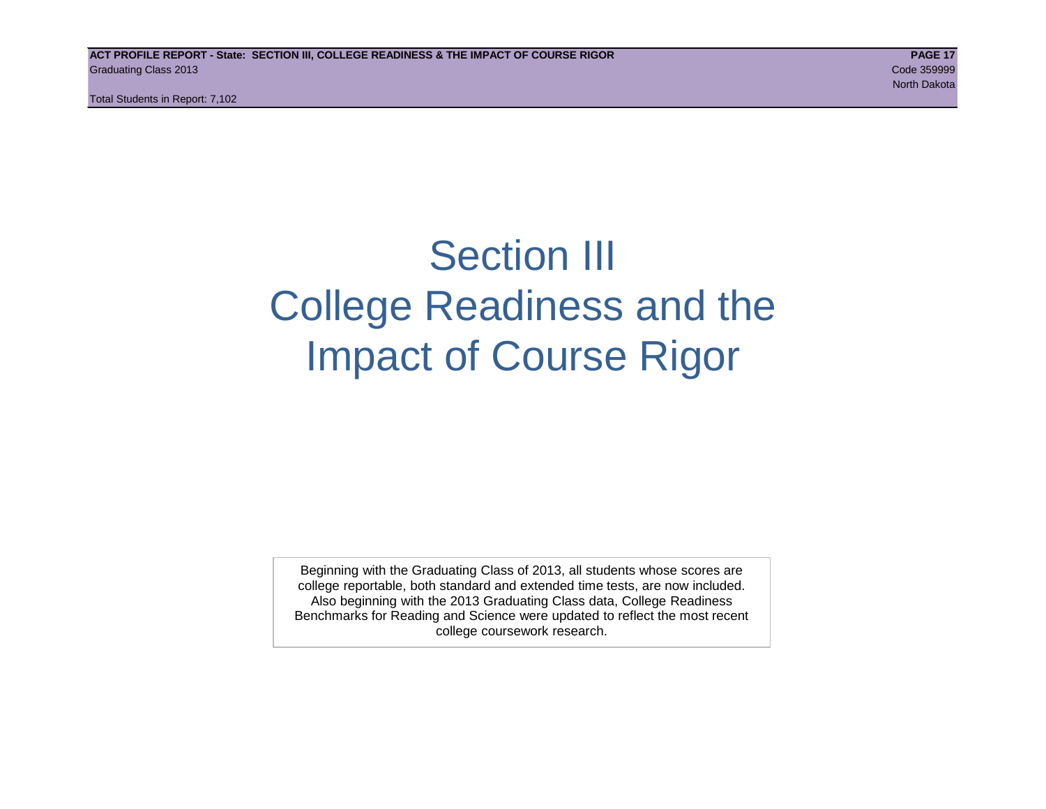# Section III
# College Readiness and the Impact of Course Rigor

Beginning with the Graduating Class of 2013, all students whose scores are college reportable, both standard and extended time tests, are now included. Also beginning with the 2013 Graduating Class data, College Readiness Benchmarks for Reading and Science were updated to reflect the most recent college coursework research.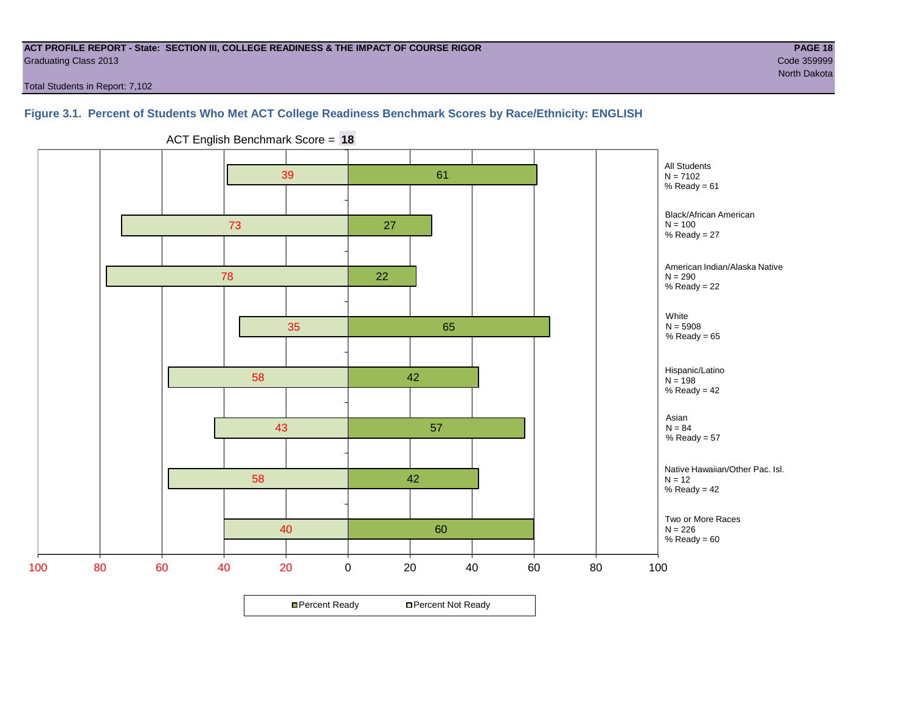ACT PROFILE REPORT - State: SECTION III, COLLEGE READINESS & THE IMPACT OF COURSE RIGOR

Graduating Class 2013

Code 359999

North Dakota

Total Students in Report: 7,102

**Figure 3.1. Percent of Students Who Met ACT College Readiness Benchmark Scores by Race/Ethnicity: ENGLISH**

ACT English Benchmark Score = **18**

| Group | N | Percent Not Ready | Percent Ready |
|---|---|---|---|
| All Students | 7102 | 39 | 61 |
| Black/African American | 100 | 73 | 27 |
| American Indian/Alaska Native | 290 | 78 | 22 |
| White | 5908 | 35 | 65 |
| Hispanic/Latino | 198 | 58 | 42 |
| Asian | 84 | 43 | 57 |
| Native Hawaiian/Other Pac. Isl. | 12 | 58 | 42 |
| Two or More Races | 226 | 40 | 60 |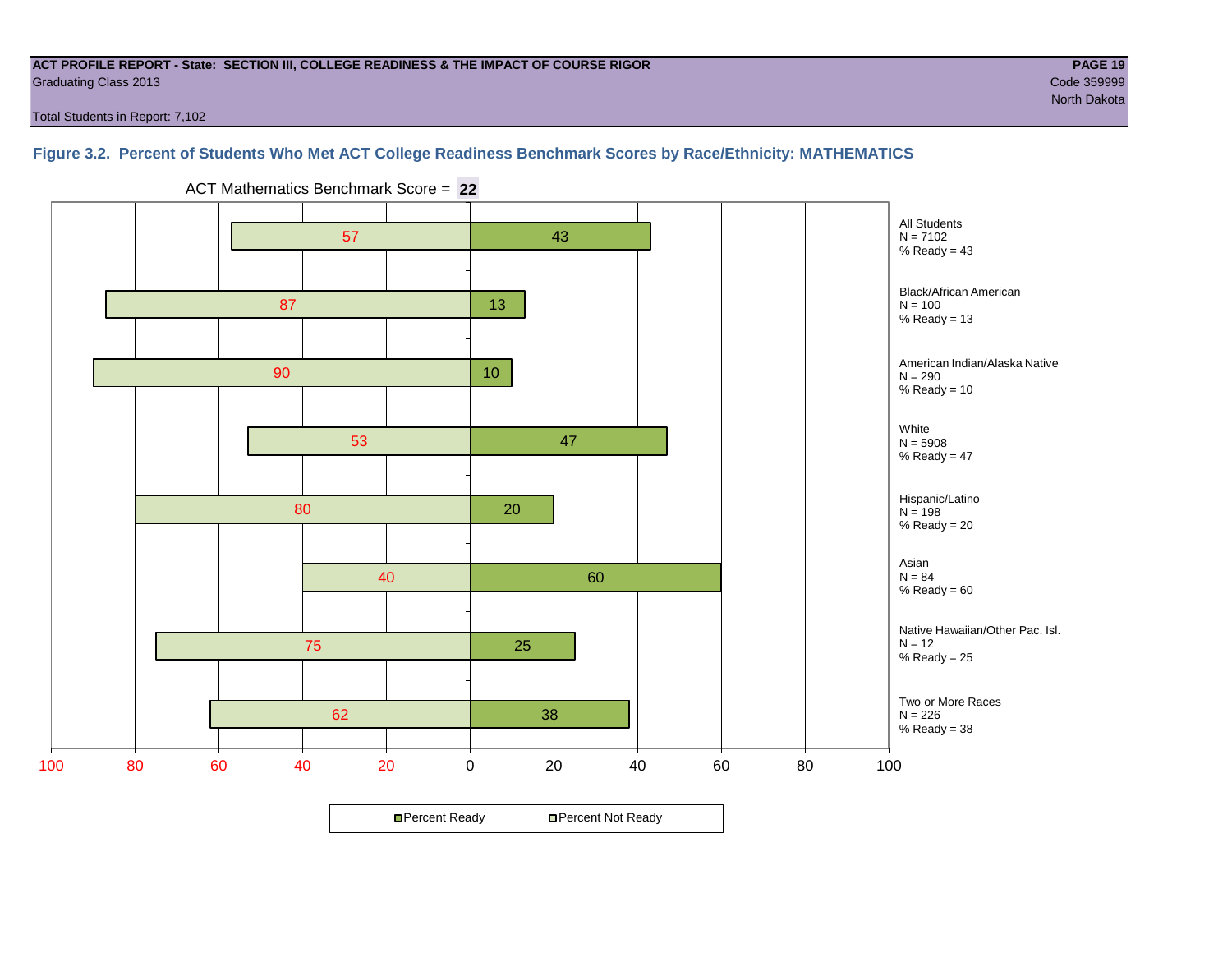**ACT PROFILE REPORT - State: SECTION III, COLLEGE READINESS & THE IMPACT OF COURSE RIGOR**
Graduating Class 2013

Code 359999
North Dakota

Total Students in Report: 7,102

## Figure 3.2. Percent of Students Who Met ACT College Readiness Benchmark Scores by Race/Ethnicity: MATHEMATICS

ACT Mathematics Benchmark Score = **22**

| Group | N | Percent Not Ready | Percent Ready |
|---|---|---|---|
| All Students | 7102 | 57 | 43 |
| Black/African American | 100 | 87 | 13 |
| American Indian/Alaska Native | 290 | 90 | 10 |
| White | 5908 | 53 | 47 |
| Hispanic/Latino | 198 | 80 | 20 |
| Asian | 84 | 40 | 60 |
| Native Hawaiian/Other Pac. Isl. | 12 | 75 | 25 |
| Two or More Races | 226 | 62 | 38 |

Percent Ready | Percent Not Ready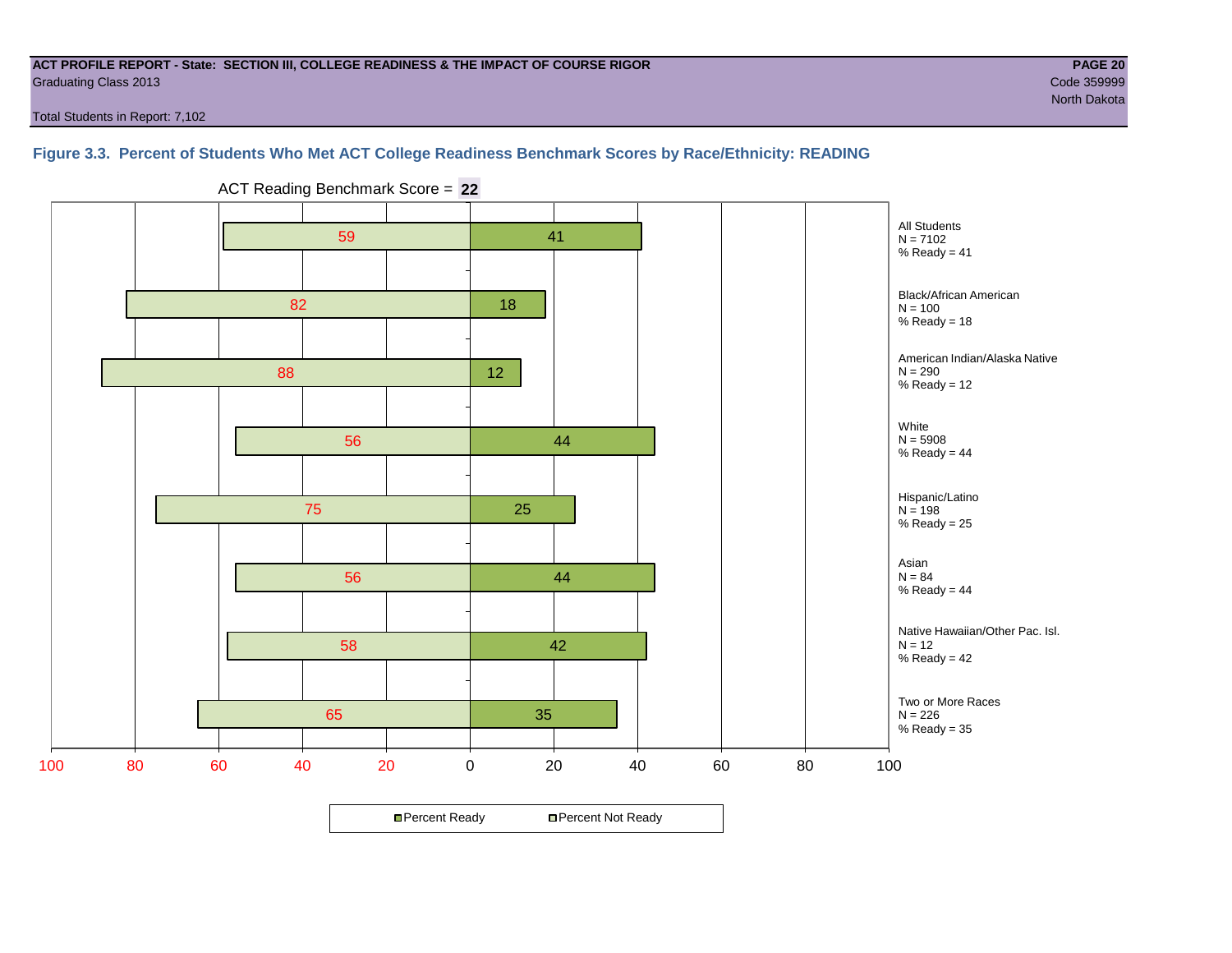**ACT PROFILE REPORT - State: SECTION III, COLLEGE READINESS & THE IMPACT OF COURSE RIGOR**
Graduating Class 2013
Code 359999
North Dakota

Total Students in Report: 7,102

### Figure 3.3. Percent of Students Who Met ACT College Readiness Benchmark Scores by Race/Ethnicity: READING

ACT Reading Benchmark Score = **22**

| Group | N | Percent Not Ready | Percent Ready |
|---|---|---|---|
| All Students | 7102 | 59 | 41 |
| Black/African American | 100 | 82 | 18 |
| American Indian/Alaska Native | 290 | 88 | 12 |
| White | 5908 | 56 | 44 |
| Hispanic/Latino | 198 | 75 | 25 |
| Asian | 84 | 56 | 44 |
| Native Hawaiian/Other Pac. Isl. | 12 | 58 | 42 |
| Two or More Races | 226 | 65 | 35 |

Percent Ready | Percent Not Ready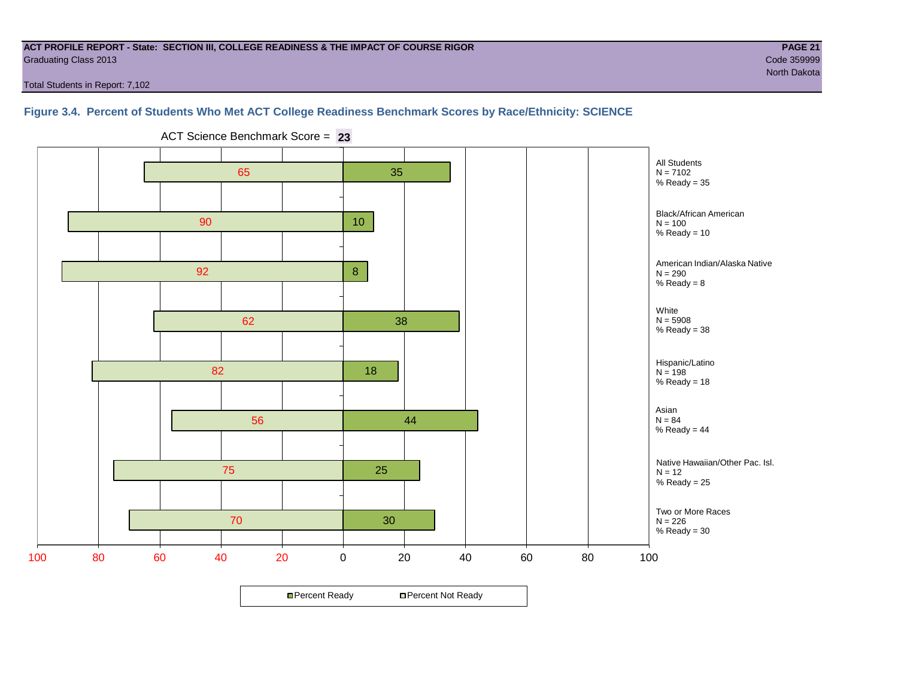**ACT PROFILE REPORT - State: SECTION III, COLLEGE READINESS & THE IMPACT OF COURSE RIGOR**
Graduating Class 2013

**PAGE 21**
Code 359999
North Dakota

Total Students in Report: 7,102

### Figure 3.4. Percent of Students Who Met ACT College Readiness Benchmark Scores by Race/Ethnicity: SCIENCE

ACT Science Benchmark Score = **23**

| Group | N | Percent Not Ready | Percent Ready |
|---|---|---|---|
| All Students | 7102 | 65 | 35 |
| Black/African American | 100 | 90 | 10 |
| American Indian/Alaska Native | 290 | 92 | 8 |
| White | 5908 | 62 | 38 |
| Hispanic/Latino | 198 | 82 | 18 |
| Asian | 84 | 56 | 44 |
| Native Hawaiian/Other Pac. Isl. | 12 | 75 | 25 |
| Two or More Races | 226 | 70 | 30 |

■Percent Ready □Percent Not Ready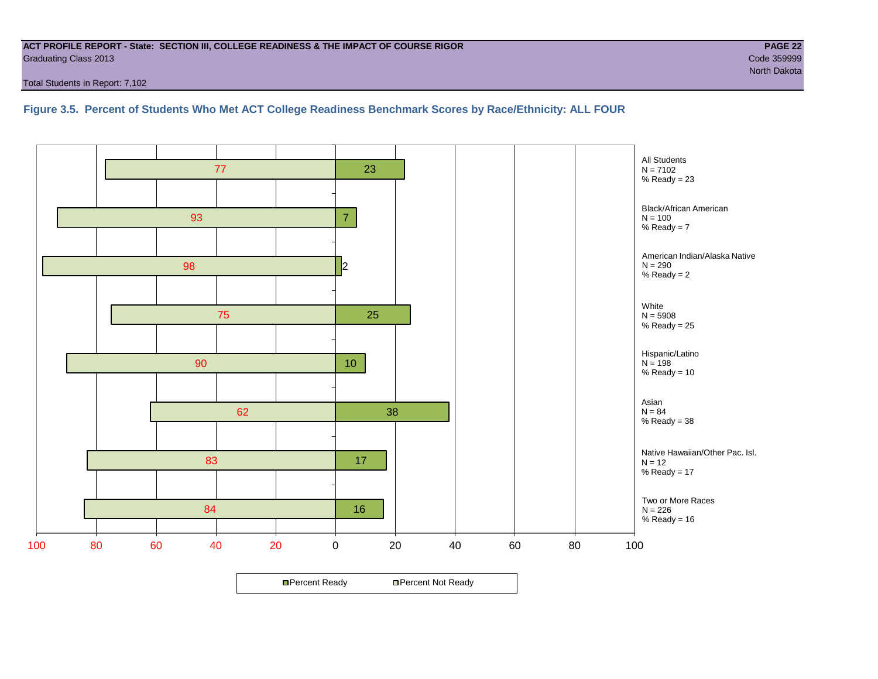**ACT PROFILE REPORT - State: SECTION III, COLLEGE READINESS & THE IMPACT OF COURSE RIGOR**
Graduating Class 2013
Code 359999
North Dakota

Total Students in Report: 7,102

### Figure 3.5. Percent of Students Who Met ACT College Readiness Benchmark Scores by Race/Ethnicity: ALL FOUR

| Group | N | Percent Not Ready | Percent Ready |
|---|---|---|---|
| All Students | 7102 | 77 | 23 |
| Black/African American | 100 | 93 | 7 |
| American Indian/Alaska Native | 290 | 98 | 2 |
| White | 5908 | 75 | 25 |
| Hispanic/Latino | 198 | 90 | 10 |
| Asian | 84 | 62 | 38 |
| Native Hawaiian/Other Pac. Isl. | 12 | 83 | 17 |
| Two or More Races | 226 | 84 | 16 |

Percent Ready | Percent Not Ready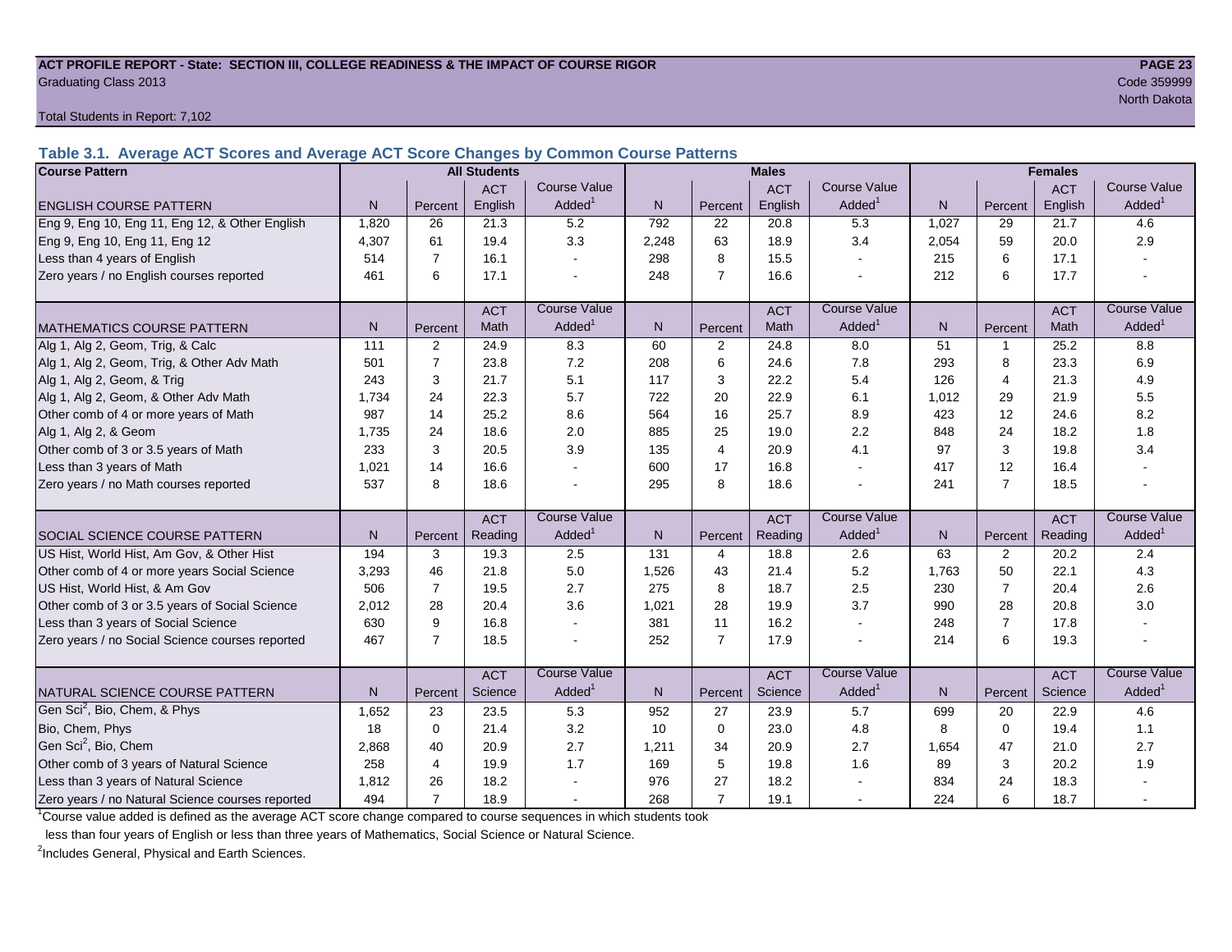**ACT PROFILE REPORT - State: SECTION III, COLLEGE READINESS & THE IMPACT OF COURSE RIGOR**

Graduating Class 2013

Code 359999

North Dakota

Total Students in Report: 7,102

### Table 3.1. Average ACT Scores and Average ACT Score Changes by Common Course Patterns

| Course Pattern | All Students | | | | Males | | | | Females | | | |
|---|---|---|---|---|---|---|---|---|---|---|---|---|
| ENGLISH COURSE PATTERN | N | Percent | ACT English | Course Value Added[1] | N | Percent | ACT English | Course Value Added[1] | N | Percent | ACT English | Course Value Added[1] |
| Eng 9, Eng 10, Eng 11, Eng 12, & Other English | 1,820 | 26 | 21.3 | 5.2 | 792 | 22 | 20.8 | 5.3 | 1,027 | 29 | 21.7 | 4.6 |
| Eng 9, Eng 10, Eng 11, Eng 12 | 4,307 | 61 | 19.4 | 3.3 | 2,248 | 63 | 18.9 | 3.4 | 2,054 | 59 | 20.0 | 2.9 |
| Less than 4 years of English | 514 | 7 | 16.1 | - | 298 | 8 | 15.5 | - | 215 | 6 | 17.1 | - |
| Zero years / no English courses reported | 461 | 6 | 17.1 | - | 248 | 7 | 16.6 | - | 212 | 6 | 17.7 | - |
| MATHEMATICS COURSE PATTERN | N | Percent | ACT Math | Course Value Added[1] | N | Percent | ACT Math | Course Value Added[1] | N | Percent | ACT Math | Course Value Added[1] |
| Alg 1, Alg 2, Geom, Trig, & Calc | 111 | 2 | 24.9 | 8.3 | 60 | 2 | 24.8 | 8.0 | 51 | 1 | 25.2 | 8.8 |
| Alg 1, Alg 2, Geom, Trig, & Other Adv Math | 501 | 7 | 23.8 | 7.2 | 208 | 6 | 24.6 | 7.8 | 293 | 8 | 23.3 | 6.9 |
| Alg 1, Alg 2, Geom, & Trig | 243 | 3 | 21.7 | 5.1 | 117 | 3 | 22.2 | 5.4 | 126 | 4 | 21.3 | 4.9 |
| Alg 1, Alg 2, Geom, & Other Adv Math | 1,734 | 24 | 22.3 | 5.7 | 722 | 20 | 22.9 | 6.1 | 1,012 | 29 | 21.9 | 5.5 |
| Other comb of 4 or more years of Math | 987 | 14 | 25.2 | 8.6 | 564 | 16 | 25.7 | 8.9 | 423 | 12 | 24.6 | 8.2 |
| Alg 1, Alg 2, & Geom | 1,735 | 24 | 18.6 | 2.0 | 885 | 25 | 19.0 | 2.2 | 848 | 24 | 18.2 | 1.8 |
| Other comb of 3 or 3.5 years of Math | 233 | 3 | 20.5 | 3.9 | 135 | 4 | 20.9 | 4.1 | 97 | 3 | 19.8 | 3.4 |
| Less than 3 years of Math | 1,021 | 14 | 16.6 | - | 600 | 17 | 16.8 | - | 417 | 12 | 16.4 | - |
| Zero years / no Math courses reported | 537 | 8 | 18.6 | - | 295 | 8 | 18.6 | - | 241 | 7 | 18.5 | - |
| SOCIAL SCIENCE COURSE PATTERN | N | Percent | ACT Reading | Course Value Added[1] | N | Percent | ACT Reading | Course Value Added[1] | N | Percent | ACT Reading | Course Value Added[1] |
| US Hist, World Hist, Am Gov, & Other Hist | 194 | 3 | 19.3 | 2.5 | 131 | 4 | 18.8 | 2.6 | 63 | 2 | 20.2 | 2.4 |
| Other comb of 4 or more years Social Science | 3,293 | 46 | 21.8 | 5.0 | 1,526 | 43 | 21.4 | 5.2 | 1,763 | 50 | 22.1 | 4.3 |
| US Hist, World Hist, & Am Gov | 506 | 7 | 19.5 | 2.7 | 275 | 8 | 18.7 | 2.5 | 230 | 7 | 20.4 | 2.6 |
| Other comb of 3 or 3.5 years of Social Science | 2,012 | 28 | 20.4 | 3.6 | 1,021 | 28 | 19.9 | 3.7 | 990 | 28 | 20.8 | 3.0 |
| Less than 3 years of Social Science | 630 | 9 | 16.8 | - | 381 | 11 | 16.2 | - | 248 | 7 | 17.8 | - |
| Zero years / no Social Science courses reported | 467 | 7 | 18.5 | - | 252 | 7 | 17.9 | - | 214 | 6 | 19.3 | - |
| NATURAL SCIENCE COURSE PATTERN | N | Percent | ACT Science | Course Value Added[1] | N | Percent | ACT Science | Course Value Added[1] | N | Percent | ACT Science | Course Value Added[1] |
| Gen Sci[2], Bio, Chem, & Phys | 1,652 | 23 | 23.5 | 5.3 | 952 | 27 | 23.9 | 5.7 | 699 | 20 | 22.9 | 4.6 |
| Bio, Chem, Phys | 18 | 0 | 21.4 | 3.2 | 10 | 0 | 23.0 | 4.8 | 8 | 0 | 19.4 | 1.1 |
| Gen Sci[2], Bio, Chem | 2,868 | 40 | 20.9 | 2.7 | 1,211 | 34 | 20.9 | 2.7 | 1,654 | 47 | 21.0 | 2.7 |
| Other comb of 3 years of Natural Science | 258 | 4 | 19.9 | 1.7 | 169 | 5 | 19.8 | 1.6 | 89 | 3 | 20.2 | 1.9 |
| Less than 3 years of Natural Science | 1,812 | 26 | 18.2 | - | 976 | 27 | 18.2 | - | 834 | 24 | 18.3 | - |
| Zero years / no Natural Science courses reported | 494 | 7 | 18.9 | - | 268 | 7 | 19.1 | - | 224 | 6 | 18.7 | - |

[1]Course value added is defined as the average ACT score change compared to course sequences in which students took less than four years of English or less than three years of Mathematics, Social Science or Natural Science.

[2]Includes General, Physical and Earth Sciences.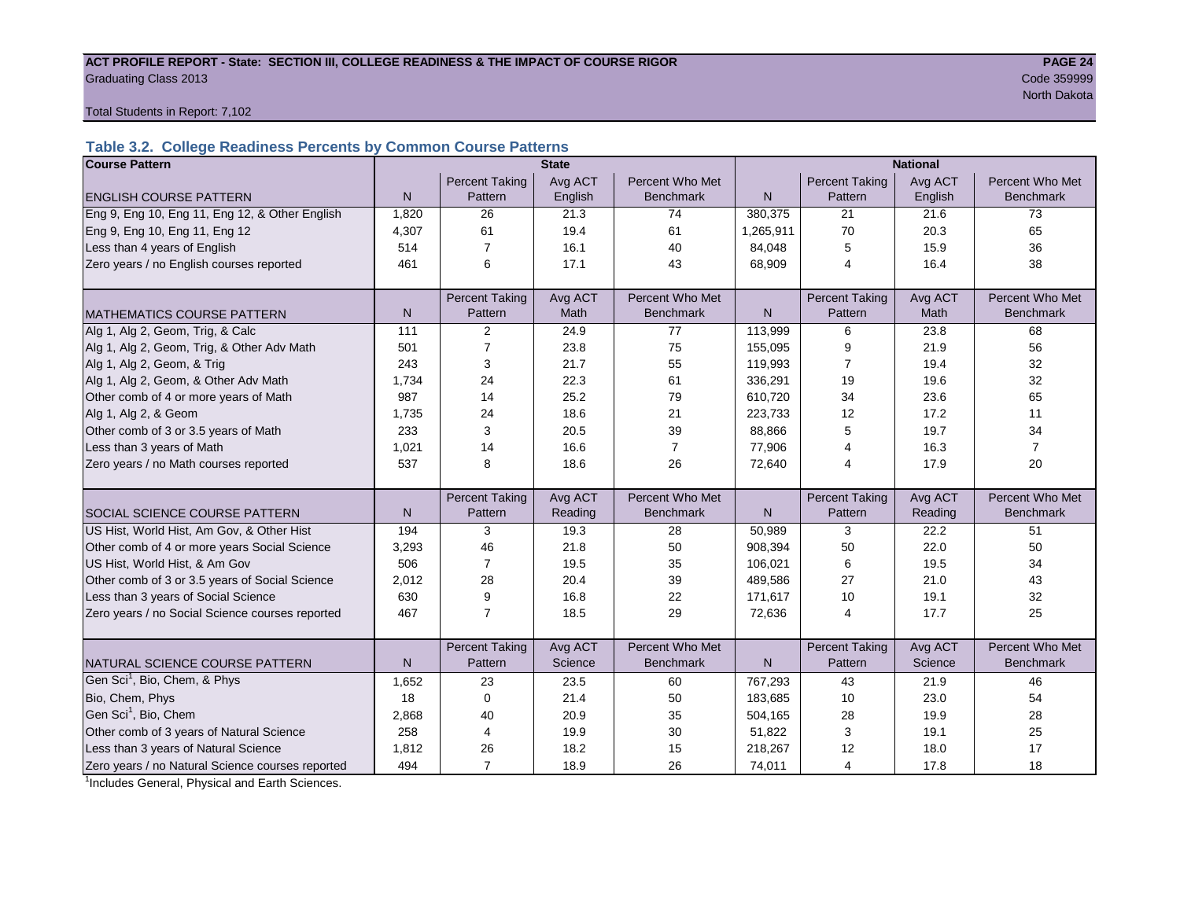**ACT PROFILE REPORT - State: SECTION III, COLLEGE READINESS & THE IMPACT OF COURSE RIGOR**

Graduating Class 2013

Code 359999

North Dakota

Total Students in Report: 7,102

### Table 3.2. College Readiness Percents by Common Course Patterns

| Course Pattern | State | | | | National | | | |
|---|---|---|---|---|---|---|---|---|
| ENGLISH COURSE PATTERN | N | Percent Taking Pattern | Avg ACT English | Percent Who Met Benchmark | N | Percent Taking Pattern | Avg ACT English | Percent Who Met Benchmark |
| Eng 9, Eng 10, Eng 11, Eng 12, & Other English | 1,820 | 26 | 21.3 | 74 | 380,375 | 21 | 21.6 | 73 |
| Eng 9, Eng 10, Eng 11, Eng 12 | 4,307 | 61 | 19.4 | 61 | 1,265,911 | 70 | 20.3 | 65 |
| Less than 4 years of English | 514 | 7 | 16.1 | 40 | 84,048 | 5 | 15.9 | 36 |
| Zero years / no English courses reported | 461 | 6 | 17.1 | 43 | 68,909 | 4 | 16.4 | 38 |
| MATHEMATICS COURSE PATTERN | N | Percent Taking Pattern | Avg ACT Math | Percent Who Met Benchmark | N | Percent Taking Pattern | Avg ACT Math | Percent Who Met Benchmark |
| Alg 1, Alg 2, Geom, Trig, & Calc | 111 | 2 | 24.9 | 77 | 113,999 | 6 | 23.8 | 68 |
| Alg 1, Alg 2, Geom, Trig, & Other Adv Math | 501 | 7 | 23.8 | 75 | 155,095 | 9 | 21.9 | 56 |
| Alg 1, Alg 2, Geom, & Trig | 243 | 3 | 21.7 | 55 | 119,993 | 7 | 19.4 | 32 |
| Alg 1, Alg 2, Geom, & Other Adv Math | 1,734 | 24 | 22.3 | 61 | 336,291 | 19 | 19.6 | 32 |
| Other comb of 4 or more years of Math | 987 | 14 | 25.2 | 79 | 610,720 | 34 | 23.6 | 65 |
| Alg 1, Alg 2, & Geom | 1,735 | 24 | 18.6 | 21 | 223,733 | 12 | 17.2 | 11 |
| Other comb of 3 or 3.5 years of Math | 233 | 3 | 20.5 | 39 | 88,866 | 5 | 19.7 | 34 |
| Less than 3 years of Math | 1,021 | 14 | 16.6 | 7 | 77,906 | 4 | 16.3 | 7 |
| Zero years / no Math courses reported | 537 | 8 | 18.6 | 26 | 72,640 | 4 | 17.9 | 20 |
| SOCIAL SCIENCE COURSE PATTERN | N | Percent Taking Pattern | Avg ACT Reading | Percent Who Met Benchmark | N | Percent Taking Pattern | Avg ACT Reading | Percent Who Met Benchmark |
| US Hist, World Hist, Am Gov, & Other Hist | 194 | 3 | 19.3 | 28 | 50,989 | 3 | 22.2 | 51 |
| Other comb of 4 or more years Social Science | 3,293 | 46 | 21.8 | 50 | 908,394 | 50 | 22.0 | 50 |
| US Hist, World Hist, & Am Gov | 506 | 7 | 19.5 | 35 | 106,021 | 6 | 19.5 | 34 |
| Other comb of 3 or 3.5 years of Social Science | 2,012 | 28 | 20.4 | 39 | 489,586 | 27 | 21.0 | 43 |
| Less than 3 years of Social Science | 630 | 9 | 16.8 | 22 | 171,617 | 10 | 19.1 | 32 |
| Zero years / no Social Science courses reported | 467 | 7 | 18.5 | 29 | 72,636 | 4 | 17.7 | 25 |
| NATURAL SCIENCE COURSE PATTERN | N | Percent Taking Pattern | Avg ACT Science | Percent Who Met Benchmark | N | Percent Taking Pattern | Avg ACT Science | Percent Who Met Benchmark |
| Gen Sci[1], Bio, Chem, & Phys | 1,652 | 23 | 23.5 | 60 | 767,293 | 43 | 21.9 | 46 |
| Bio, Chem, Phys | 18 | 0 | 21.4 | 50 | 183,685 | 10 | 23.0 | 54 |
| Gen Sci[1], Bio, Chem | 2,868 | 40 | 20.9 | 35 | 504,165 | 28 | 19.9 | 28 |
| Other comb of 3 years of Natural Science | 258 | 4 | 19.9 | 30 | 51,822 | 3 | 19.1 | 25 |
| Less than 3 years of Natural Science | 1,812 | 26 | 18.2 | 15 | 218,267 | 12 | 18.0 | 17 |
| Zero years / no Natural Science courses reported | 494 | 7 | 18.9 | 26 | 74,011 | 4 | 17.8 | 18 |

[1]Includes General, Physical and Earth Sciences.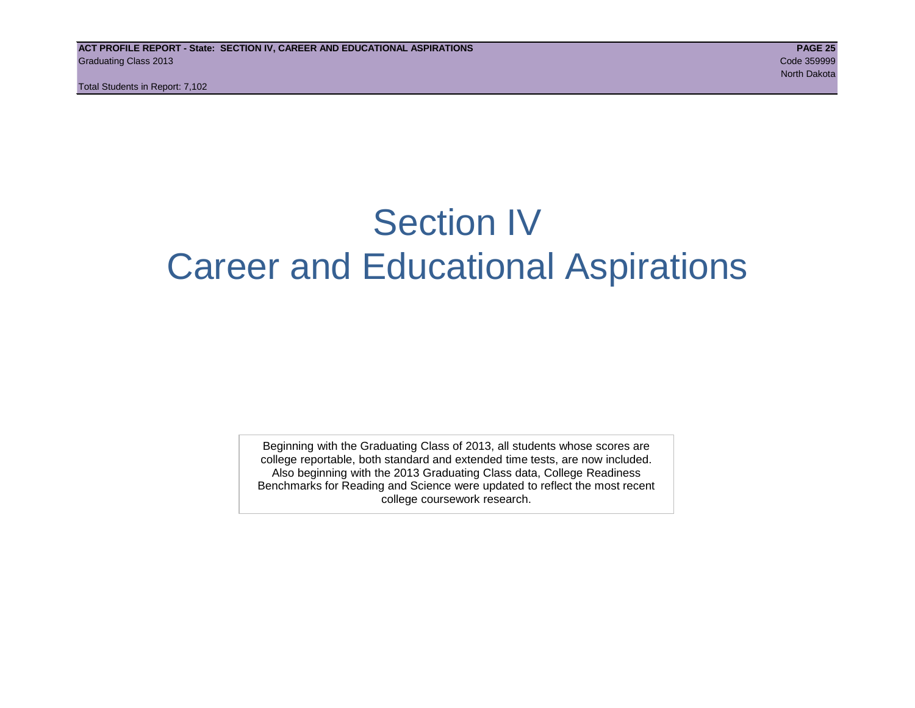# Section IV
# Career and Educational Aspirations

Beginning with the Graduating Class of 2013, all students whose scores are college reportable, both standard and extended time tests, are now included. Also beginning with the 2013 Graduating Class data, College Readiness Benchmarks for Reading and Science were updated to reflect the most recent college coursework research.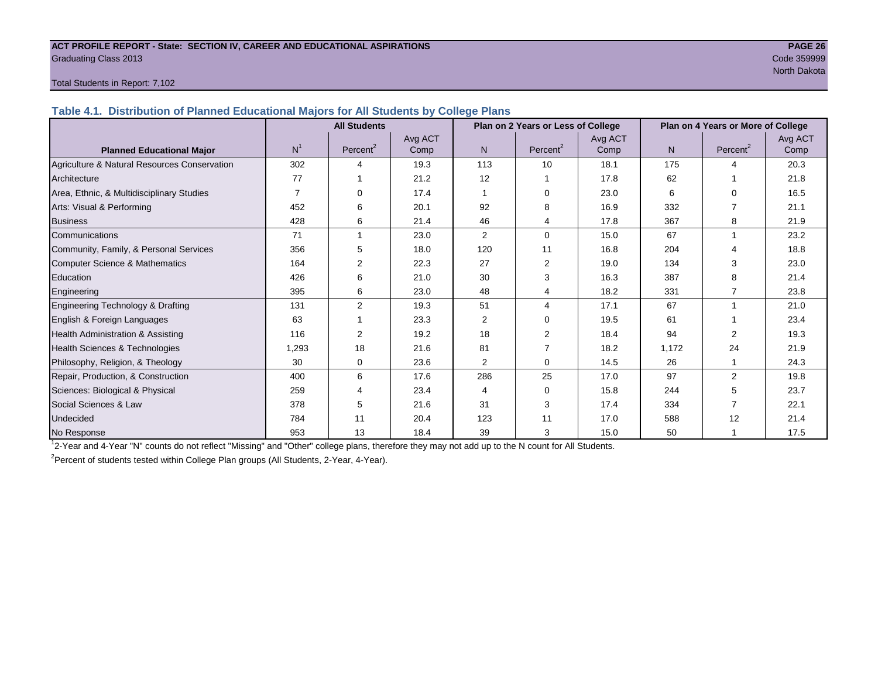**ACT PROFILE REPORT - State: SECTION IV, CAREER AND EDUCATIONAL ASPIRATIONS**
Graduating Class 2013
Code 359999
North Dakota

Total Students in Report: 7,102

### Table 4.1. Distribution of Planned Educational Majors for All Students by College Plans

| Planned Educational Major | All Students | | | Plan on 2 Years or Less of College | | | Plan on 4 Years or More of College | | |
|---|---|---|---|---|---|---|---|---|---|
| | N[1] | Percent[2] | Avg ACT Comp | N | Percent[2] | Avg ACT Comp | N | Percent[2] | Avg ACT Comp |
| Agriculture & Natural Resources Conservation | 302 | 4 | 19.3 | 113 | 10 | 18.1 | 175 | 4 | 20.3 |
| Architecture | 77 | 1 | 21.2 | 12 | 1 | 17.8 | 62 | 1 | 21.8 |
| Area, Ethnic, & Multidisciplinary Studies | 7 | 0 | 17.4 | 1 | 0 | 23.0 | 6 | 0 | 16.5 |
| Arts: Visual & Performing | 452 | 6 | 20.1 | 92 | 8 | 16.9 | 332 | 7 | 21.1 |
| Business | 428 | 6 | 21.4 | 46 | 4 | 17.8 | 367 | 8 | 21.9 |
| Communications | 71 | 1 | 23.0 | 2 | 0 | 15.0 | 67 | 1 | 23.2 |
| Community, Family, & Personal Services | 356 | 5 | 18.0 | 120 | 11 | 16.8 | 204 | 4 | 18.8 |
| Computer Science & Mathematics | 164 | 2 | 22.3 | 27 | 2 | 19.0 | 134 | 3 | 23.0 |
| Education | 426 | 6 | 21.0 | 30 | 3 | 16.3 | 387 | 8 | 21.4 |
| Engineering | 395 | 6 | 23.0 | 48 | 4 | 18.2 | 331 | 7 | 23.8 |
| Engineering Technology & Drafting | 131 | 2 | 19.3 | 51 | 4 | 17.1 | 67 | 1 | 21.0 |
| English & Foreign Languages | 63 | 1 | 23.3 | 2 | 0 | 19.5 | 61 | 1 | 23.4 |
| Health Administration & Assisting | 116 | 2 | 19.2 | 18 | 2 | 18.4 | 94 | 2 | 19.3 |
| Health Sciences & Technologies | 1,293 | 18 | 21.6 | 81 | 7 | 18.2 | 1,172 | 24 | 21.9 |
| Philosophy, Religion, & Theology | 30 | 0 | 23.6 | 2 | 0 | 14.5 | 26 | 1 | 24.3 |
| Repair, Production, & Construction | 400 | 6 | 17.6 | 286 | 25 | 17.0 | 97 | 2 | 19.8 |
| Sciences: Biological & Physical | 259 | 4 | 23.4 | 4 | 0 | 15.8 | 244 | 5 | 23.7 |
| Social Sciences & Law | 378 | 5 | 21.6 | 31 | 3 | 17.4 | 334 | 7 | 22.1 |
| Undecided | 784 | 11 | 20.4 | 123 | 11 | 17.0 | 588 | 12 | 21.4 |
| No Response | 953 | 13 | 18.4 | 39 | 3 | 15.0 | 50 | 1 | 17.5 |

[1]2-Year and 4-Year "N" counts do not reflect "Missing" and "Other" college plans, therefore they may not add up to the N count for All Students.

[2]Percent of students tested within College Plan groups (All Students, 2-Year, 4-Year).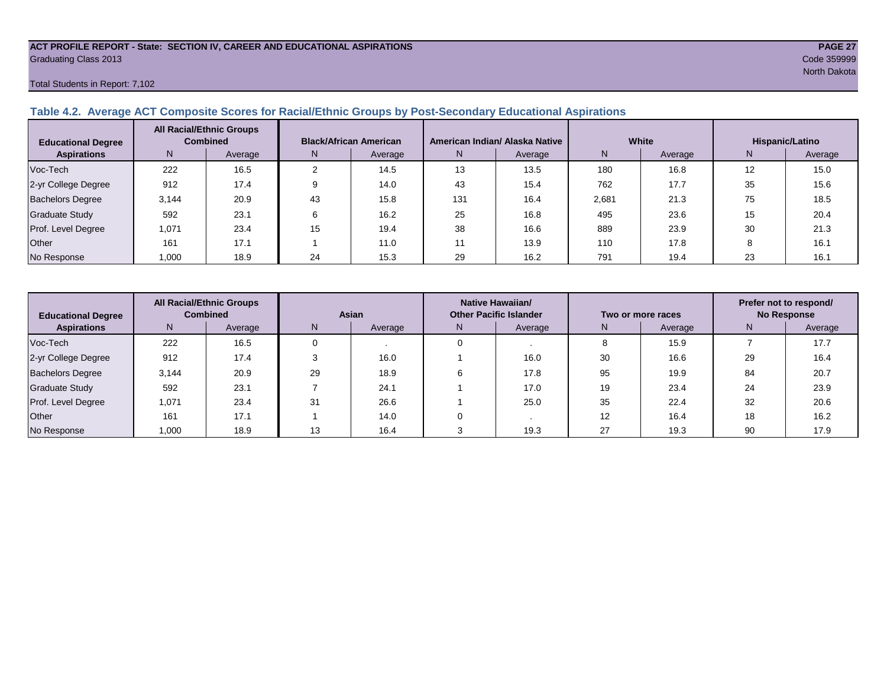**ACT PROFILE REPORT - State: SECTION IV, CAREER AND EDUCATIONAL ASPIRATIONS**
Graduating Class 2013

Code 359999
North Dakota

Total Students in Report: 7,102

### Table 4.2. Average ACT Composite Scores for Racial/Ethnic Groups by Post-Secondary Educational Aspirations

| Educational Degree Aspirations | All Racial/Ethnic Groups Combined | | Black/African American | | American Indian/ Alaska Native | | White | | Hispanic/Latino | |
|---|---|---|---|---|---|---|---|---|---|---|
| | N | Average | N | Average | N | Average | N | Average | N | Average |
| Voc-Tech | 222 | 16.5 | 2 | 14.5 | 13 | 13.5 | 180 | 16.8 | 12 | 15.0 |
| 2-yr College Degree | 912 | 17.4 | 9 | 14.0 | 43 | 15.4 | 762 | 17.7 | 35 | 15.6 |
| Bachelors Degree | 3,144 | 20.9 | 43 | 15.8 | 131 | 16.4 | 2,681 | 21.3 | 75 | 18.5 |
| Graduate Study | 592 | 23.1 | 6 | 16.2 | 25 | 16.8 | 495 | 23.6 | 15 | 20.4 |
| Prof. Level Degree | 1,071 | 23.4 | 15 | 19.4 | 38 | 16.6 | 889 | 23.9 | 30 | 21.3 |
| Other | 161 | 17.1 | 1 | 11.0 | 11 | 13.9 | 110 | 17.8 | 8 | 16.1 |
| No Response | 1,000 | 18.9 | 24 | 15.3 | 29 | 16.2 | 791 | 19.4 | 23 | 16.1 |

| Educational Degree Aspirations | All Racial/Ethnic Groups Combined | | Asian | | Native Hawaiian/ Other Pacific Islander | | Two or more races | | Prefer not to respond/ No Response | |
|---|---|---|---|---|---|---|---|---|---|---|
| | N | Average | N | Average | N | Average | N | Average | N | Average |
| Voc-Tech | 222 | 16.5 | 0 | . | 0 | . | 8 | 15.9 | 7 | 17.7 |
| 2-yr College Degree | 912 | 17.4 | 3 | 16.0 | 1 | 16.0 | 30 | 16.6 | 29 | 16.4 |
| Bachelors Degree | 3,144 | 20.9 | 29 | 18.9 | 6 | 17.8 | 95 | 19.9 | 84 | 20.7 |
| Graduate Study | 592 | 23.1 | 7 | 24.1 | 1 | 17.0 | 19 | 23.4 | 24 | 23.9 |
| Prof. Level Degree | 1,071 | 23.4 | 31 | 26.6 | 1 | 25.0 | 35 | 22.4 | 32 | 20.6 |
| Other | 161 | 17.1 | 1 | 14.0 | 0 | . | 12 | 16.4 | 18 | 16.2 |
| No Response | 1,000 | 18.9 | 13 | 16.4 | 3 | 19.3 | 27 | 19.3 | 90 | 17.9 |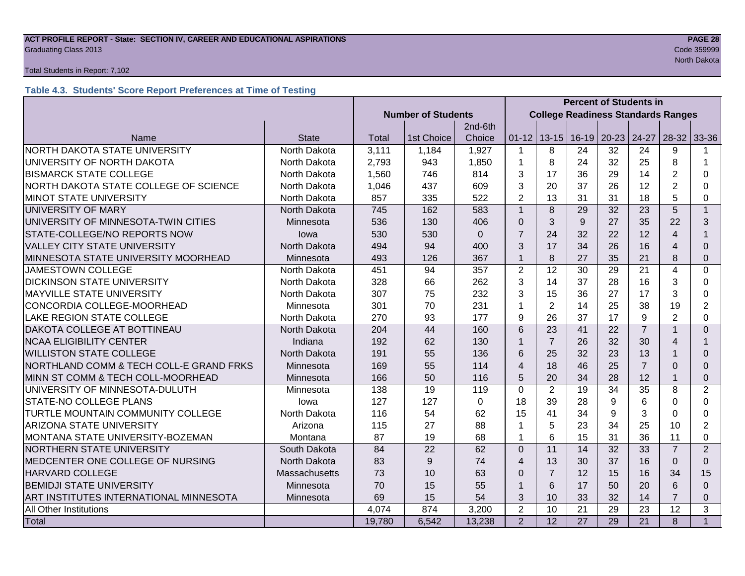**ACT PROFILE REPORT - State: SECTION IV, CAREER AND EDUCATIONAL ASPIRATIONS**
Graduating Class 2013
Code 359999
North Dakota

Total Students in Report: 7,102

### Table 4.3. Students' Score Report Preferences at Time of Testing

| | | Number of Students | | | Percent of Students in College Readiness Standards Ranges | | | | | | |
|---|---|---|---|---|---|---|---|---|---|---|---|
| Name | State | Total | 1st Choice | 2nd-6th Choice | 01-12 | 13-15 | 16-19 | 20-23 | 24-27 | 28-32 | 33-36 |
| NORTH DAKOTA STATE UNIVERSITY | North Dakota | 3,111 | 1,184 | 1,927 | 1 | 8 | 24 | 32 | 24 | 9 | 1 |
| UNIVERSITY OF NORTH DAKOTA | North Dakota | 2,793 | 943 | 1,850 | 1 | 8 | 24 | 32 | 25 | 8 | 1 |
| BISMARCK STATE COLLEGE | North Dakota | 1,560 | 746 | 814 | 3 | 17 | 36 | 29 | 14 | 2 | 0 |
| NORTH DAKOTA STATE COLLEGE OF SCIENCE | North Dakota | 1,046 | 437 | 609 | 3 | 20 | 37 | 26 | 12 | 2 | 0 |
| MINOT STATE UNIVERSITY | North Dakota | 857 | 335 | 522 | 2 | 13 | 31 | 31 | 18 | 5 | 0 |
| UNIVERSITY OF MARY | North Dakota | 745 | 162 | 583 | 1 | 8 | 29 | 32 | 23 | 5 | 1 |
| UNIVERSITY OF MINNESOTA-TWIN CITIES | Minnesota | 536 | 130 | 406 | 0 | 3 | 9 | 27 | 35 | 22 | 3 |
| STATE-COLLEGE/NO REPORTS NOW | Iowa | 530 | 530 | 0 | 7 | 24 | 32 | 22 | 12 | 4 | 1 |
| VALLEY CITY STATE UNIVERSITY | North Dakota | 494 | 94 | 400 | 3 | 17 | 34 | 26 | 16 | 4 | 0 |
| MINNESOTA STATE UNIVERSITY MOORHEAD | Minnesota | 493 | 126 | 367 | 1 | 8 | 27 | 35 | 21 | 8 | 0 |
| JAMESTOWN COLLEGE | North Dakota | 451 | 94 | 357 | 2 | 12 | 30 | 29 | 21 | 4 | 0 |
| DICKINSON STATE UNIVERSITY | North Dakota | 328 | 66 | 262 | 3 | 14 | 37 | 28 | 16 | 3 | 0 |
| MAYVILLE STATE UNIVERSITY | North Dakota | 307 | 75 | 232 | 3 | 15 | 36 | 27 | 17 | 3 | 0 |
| CONCORDIA COLLEGE-MOORHEAD | Minnesota | 301 | 70 | 231 | 1 | 2 | 14 | 25 | 38 | 19 | 2 |
| LAKE REGION STATE COLLEGE | North Dakota | 270 | 93 | 177 | 9 | 26 | 37 | 17 | 9 | 2 | 0 |
| DAKOTA COLLEGE AT BOTTINEAU | North Dakota | 204 | 44 | 160 | 6 | 23 | 41 | 22 | 7 | 1 | 0 |
| NCAA ELIGIBILITY CENTER | Indiana | 192 | 62 | 130 | 1 | 7 | 26 | 32 | 30 | 4 | 1 |
| WILLISTON STATE COLLEGE | North Dakota | 191 | 55 | 136 | 6 | 25 | 32 | 23 | 13 | 1 | 0 |
| NORTHLAND COMM & TECH COLL-E GRAND FRKS | Minnesota | 169 | 55 | 114 | 4 | 18 | 46 | 25 | 7 | 0 | 0 |
| MINN ST COMM & TECH COLL-MOORHEAD | Minnesota | 166 | 50 | 116 | 5 | 20 | 34 | 28 | 12 | 1 | 0 |
| UNIVERSITY OF MINNESOTA-DULUTH | Minnesota | 138 | 19 | 119 | 0 | 2 | 19 | 34 | 35 | 8 | 2 |
| STATE-NO COLLEGE PLANS | Iowa | 127 | 127 | 0 | 18 | 39 | 28 | 9 | 6 | 0 | 0 |
| TURTLE MOUNTAIN COMMUNITY COLLEGE | North Dakota | 116 | 54 | 62 | 15 | 41 | 34 | 9 | 3 | 0 | 0 |
| ARIZONA STATE UNIVERSITY | Arizona | 115 | 27 | 88 | 1 | 5 | 23 | 34 | 25 | 10 | 2 |
| MONTANA STATE UNIVERSITY-BOZEMAN | Montana | 87 | 19 | 68 | 1 | 6 | 15 | 31 | 36 | 11 | 0 |
| NORTHERN STATE UNIVERSITY | South Dakota | 84 | 22 | 62 | 0 | 11 | 14 | 32 | 33 | 7 | 2 |
| MEDCENTER ONE COLLEGE OF NURSING | North Dakota | 83 | 9 | 74 | 4 | 13 | 30 | 37 | 16 | 0 | 0 |
| HARVARD COLLEGE | Massachusetts | 73 | 10 | 63 | 0 | 7 | 12 | 15 | 16 | 34 | 15 |
| BEMIDJI STATE UNIVERSITY | Minnesota | 70 | 15 | 55 | 1 | 6 | 17 | 50 | 20 | 6 | 0 |
| ART INSTITUTES INTERNATIONAL MINNESOTA | Minnesota | 69 | 15 | 54 | 3 | 10 | 33 | 32 | 14 | 7 | 0 |
| All Other Institutions | | 4,074 | 874 | 3,200 | 2 | 10 | 21 | 29 | 23 | 12 | 3 |
| Total | | 19,780 | 6,542 | 13,238 | 2 | 12 | 27 | 29 | 21 | 8 | 1 |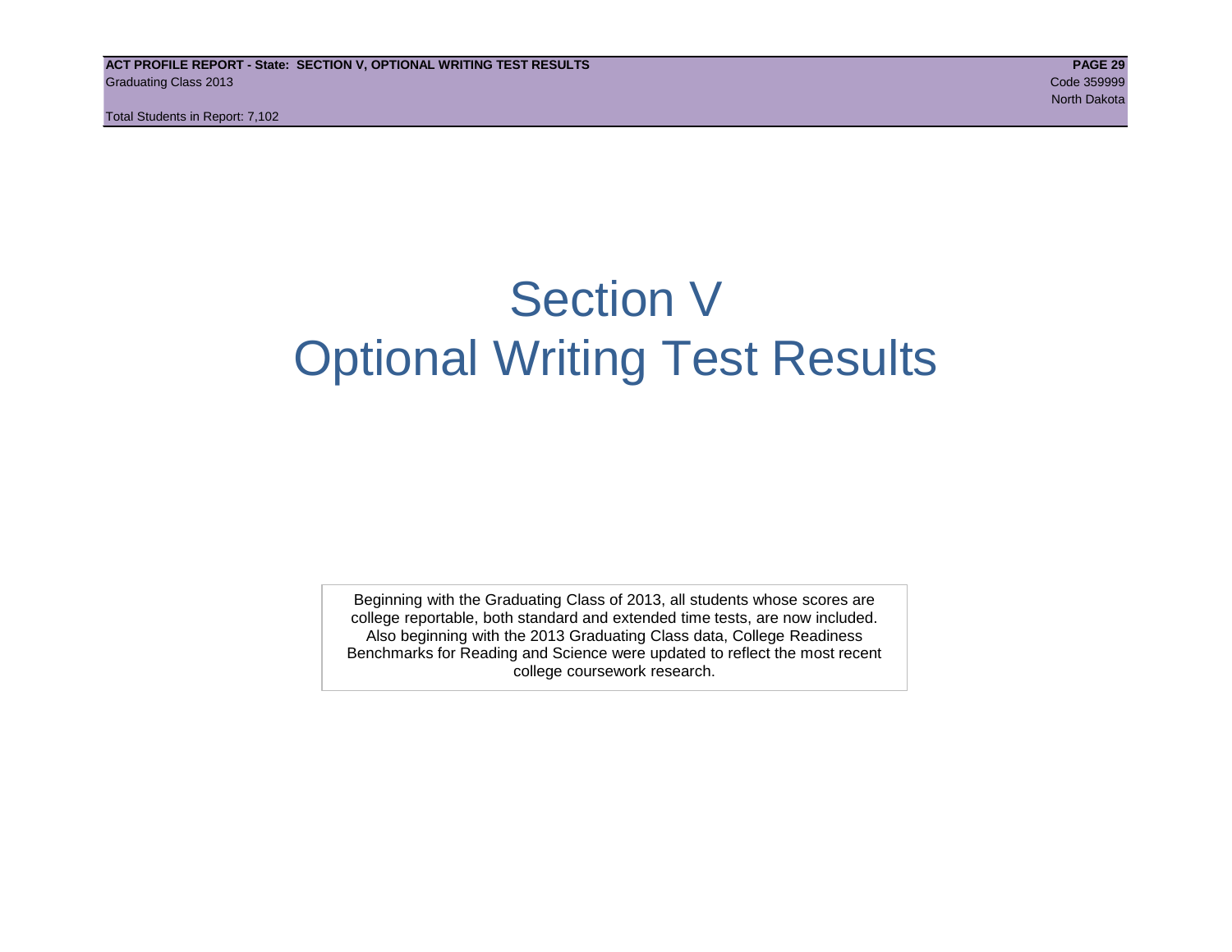# Section V
# Optional Writing Test Results

Beginning with the Graduating Class of 2013, all students whose scores are college reportable, both standard and extended time tests, are now included. Also beginning with the 2013 Graduating Class data, College Readiness Benchmarks for Reading and Science were updated to reflect the most recent college coursework research.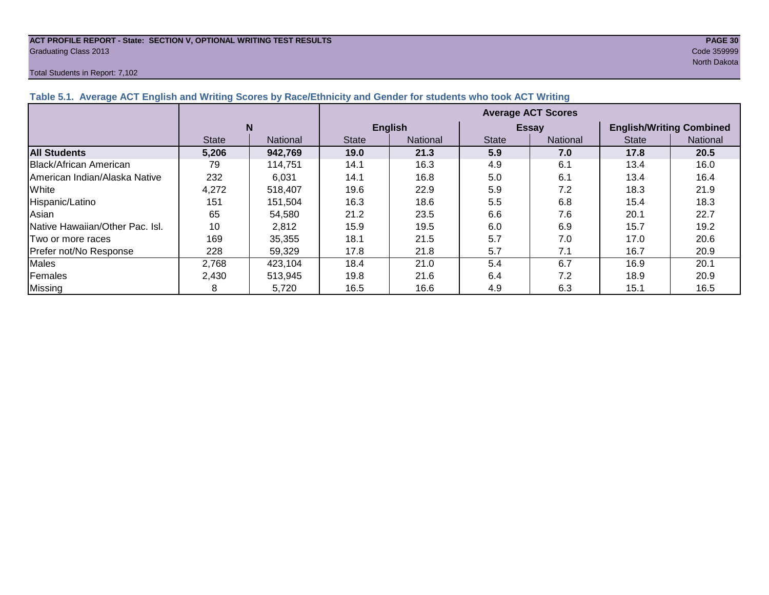**ACT PROFILE REPORT - State: SECTION V, OPTIONAL WRITING TEST RESULTS**
Graduating Class 2013

Code 359999
North Dakota

Total Students in Report: 7,102

### Table 5.1. Average ACT English and Writing Scores by Race/Ethnicity and Gender for students who took ACT Writing

| | N | | Average ACT Scores | | | | | |
|---|---|---|---|---|---|---|---|---|
| | | | English | | Essay | | English/Writing Combined | |
| | State | National | State | National | State | National | State | National |
| **All Students** | **5,206** | **942,769** | **19.0** | **21.3** | **5.9** | **7.0** | **17.8** | **20.5** |
| Black/African American | 79 | 114,751 | 14.1 | 16.3 | 4.9 | 6.1 | 13.4 | 16.0 |
| American Indian/Alaska Native | 232 | 6,031 | 14.1 | 16.8 | 5.0 | 6.1 | 13.4 | 16.4 |
| White | 4,272 | 518,407 | 19.6 | 22.9 | 5.9 | 7.2 | 18.3 | 21.9 |
| Hispanic/Latino | 151 | 151,504 | 16.3 | 18.6 | 5.5 | 6.8 | 15.4 | 18.3 |
| Asian | 65 | 54,580 | 21.2 | 23.5 | 6.6 | 7.6 | 20.1 | 22.7 |
| Native Hawaiian/Other Pac. Isl. | 10 | 2,812 | 15.9 | 19.5 | 6.0 | 6.9 | 15.7 | 19.2 |
| Two or more races | 169 | 35,355 | 18.1 | 21.5 | 5.7 | 7.0 | 17.0 | 20.6 |
| Prefer not/No Response | 228 | 59,329 | 17.8 | 21.8 | 5.7 | 7.1 | 16.7 | 20.9 |
| Males | 2,768 | 423,104 | 18.4 | 21.0 | 5.4 | 6.7 | 16.9 | 20.1 |
| Females | 2,430 | 513,945 | 19.8 | 21.6 | 6.4 | 7.2 | 18.9 | 20.9 |
| Missing | 8 | 5,720 | 16.5 | 16.6 | 4.9 | 6.3 | 15.1 | 16.5 |